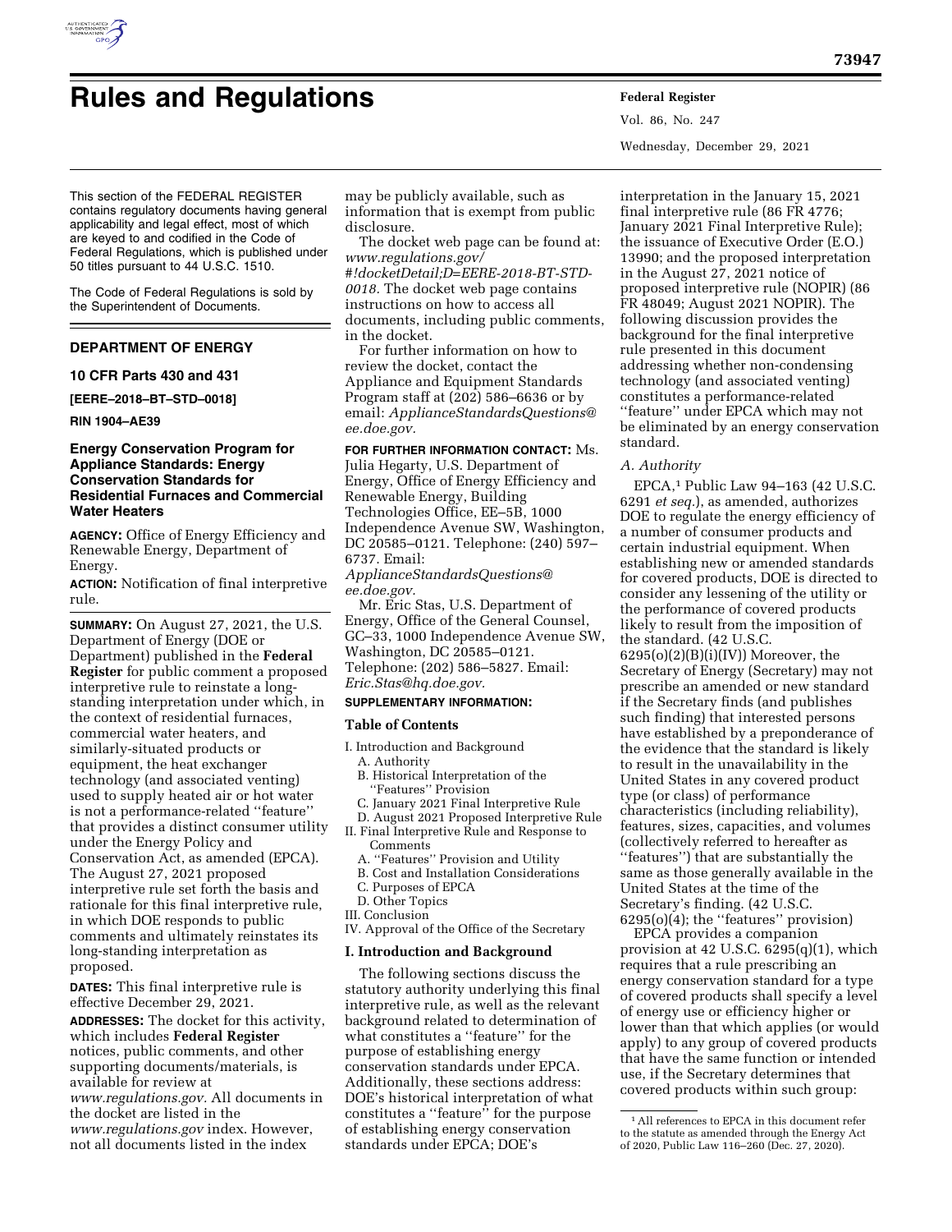# Rules and Regulations

This section of the FEDERAL REGISTER contains regulatory documents having general applicability and legal effect, most of which are keyed to and codified in the Code of Federal Regulations, which is published under 50 titles pursuant to 44 U.S.C. 1510.

The Code of Federal Regulations is sold by the Superintendent of Documents.

## DEPARTMENT OF ENERGY

### 10 CFR Parts 430 and 431

**[EERE–2018–BT–STD–0018]**

**RIN 1904–AE39**

### Energy Conservation Program for Appliance Standards: Energy Conservation Standards for Residential Furnaces and Commercial Water Heaters

**AGENCY:** Office of Energy Efficiency and Renewable Energy, Department of Energy.

**ACTION:** Notification of final interpretive rule.

**SUMMARY:** On August 27, 2021, the U.S. Department of Energy (DOE or Department) published in the **Federal Register** for public comment a proposed interpretive rule to reinstate a long-standing interpretation under which, in the context of residential furnaces, commercial water heaters, and similarly-situated products or equipment, the heat exchanger technology (and associated venting) used to supply heated air or hot water is not a performance-related ''feature'' that provides a distinct consumer utility under the Energy Policy and Conservation Act, as amended (EPCA). The August 27, 2021 proposed interpretive rule set forth the basis and rationale for this final interpretive rule, in which DOE responds to public comments and ultimately reinstates its long-standing interpretation as proposed.

**DATES:** This final interpretive rule is effective December 29, 2021.

**ADDRESSES:** The docket for this activity, which includes **Federal Register** notices, public comments, and other supporting documents/materials, is available for review at *www.regulations.gov.* All documents in the docket are listed in the *www.regulations.gov* index. However, not all documents listed in the index may be publicly available, such as information that is exempt from public disclosure.

The docket web page can be found at: *www.regulations.gov/#!docketDetail;D=EERE-2018-BT-STD-0018.* The docket web page contains instructions on how to access all documents, including public comments, in the docket.

For further information on how to review the docket, contact the Appliance and Equipment Standards Program staff at (202) 586–6636 or by email: *ApplianceStandardsQuestions@ee.doe.gov.*

**FOR FURTHER INFORMATION CONTACT:** Ms. Julia Hegarty, U.S. Department of Energy, Office of Energy Efficiency and Renewable Energy, Building Technologies Office, EE–5B, 1000 Independence Avenue SW, Washington, DC 20585–0121. Telephone: (240) 597–6737. Email: *ApplianceStandardsQuestions@ee.doe.gov.*

Mr. Eric Stas, U.S. Department of Energy, Office of the General Counsel, GC–33, 1000 Independence Avenue SW, Washington, DC 20585–0121. Telephone: (202) 586–5827. Email: *Eric.Stas@hq.doe.gov.*

**SUPPLEMENTARY INFORMATION:**

**Table of Contents**

- I. Introduction and Background
  - A. Authority
  - B. Historical Interpretation of the ''Features'' Provision
  - C. January 2021 Final Interpretive Rule
  - D. August 2021 Proposed Interpretive Rule
- II. Final Interpretive Rule and Response to Comments
  - A. ''Features'' Provision and Utility
  - B. Cost and Installation Considerations
  - C. Purposes of EPCA
  - D. Other Topics
- III. Conclusion
- IV. Approval of the Office of the Secretary

## I. Introduction and Background

The following sections discuss the statutory authority underlying this final interpretive rule, as well as the relevant background related to determination of what constitutes a ''feature'' for the purpose of establishing energy conservation standards under EPCA. Additionally, these sections address: DOE's historical interpretation of what constitutes a ''feature'' for the purpose of establishing energy conservation standards under EPCA; DOE's interpretation in the January 15, 2021 final interpretive rule (86 FR 4776; January 2021 Final Interpretive Rule); the issuance of Executive Order (E.O.) 13990; and the proposed interpretation in the August 27, 2021 notice of proposed interpretive rule (NOPIR) (86 FR 48049; August 2021 NOPIR). The following discussion provides the background for the final interpretive rule presented in this document addressing whether non-condensing technology (and associated venting) constitutes a performance-related ''feature'' under EPCA which may not be eliminated by an energy conservation standard.

### *A. Authority*

EPCA,[1] Public Law 94–163 (42 U.S.C. 6291 *et seq.*), as amended, authorizes DOE to regulate the energy efficiency of a number of consumer products and certain industrial equipment. When establishing new or amended standards for covered products, DOE is directed to consider any lessening of the utility or the performance of covered products likely to result from the imposition of the standard. (42 U.S.C. 6295(o)(2)(B)(i)(IV)) Moreover, the Secretary of Energy (Secretary) may not prescribe an amended or new standard if the Secretary finds (and publishes such finding) that interested persons have established by a preponderance of the evidence that the standard is likely to result in the unavailability in the United States in any covered product type (or class) of performance characteristics (including reliability), features, sizes, capacities, and volumes (collectively referred to hereafter as ''features'') that are substantially the same as those generally available in the United States at the time of the Secretary's finding. (42 U.S.C. 6295(o)(4); the ''features'' provision)

EPCA provides a companion provision at 42 U.S.C. 6295(q)(1), which requires that a rule prescribing an energy conservation standard for a type of covered products shall specify a level of energy use or efficiency higher or lower than that which applies (or would apply) to any group of covered products that have the same function or intended use, if the Secretary determines that covered products within such group:

[1] All references to EPCA in this document refer to the statute as amended through the Energy Act of 2020, Public Law 116–260 (Dec. 27, 2020).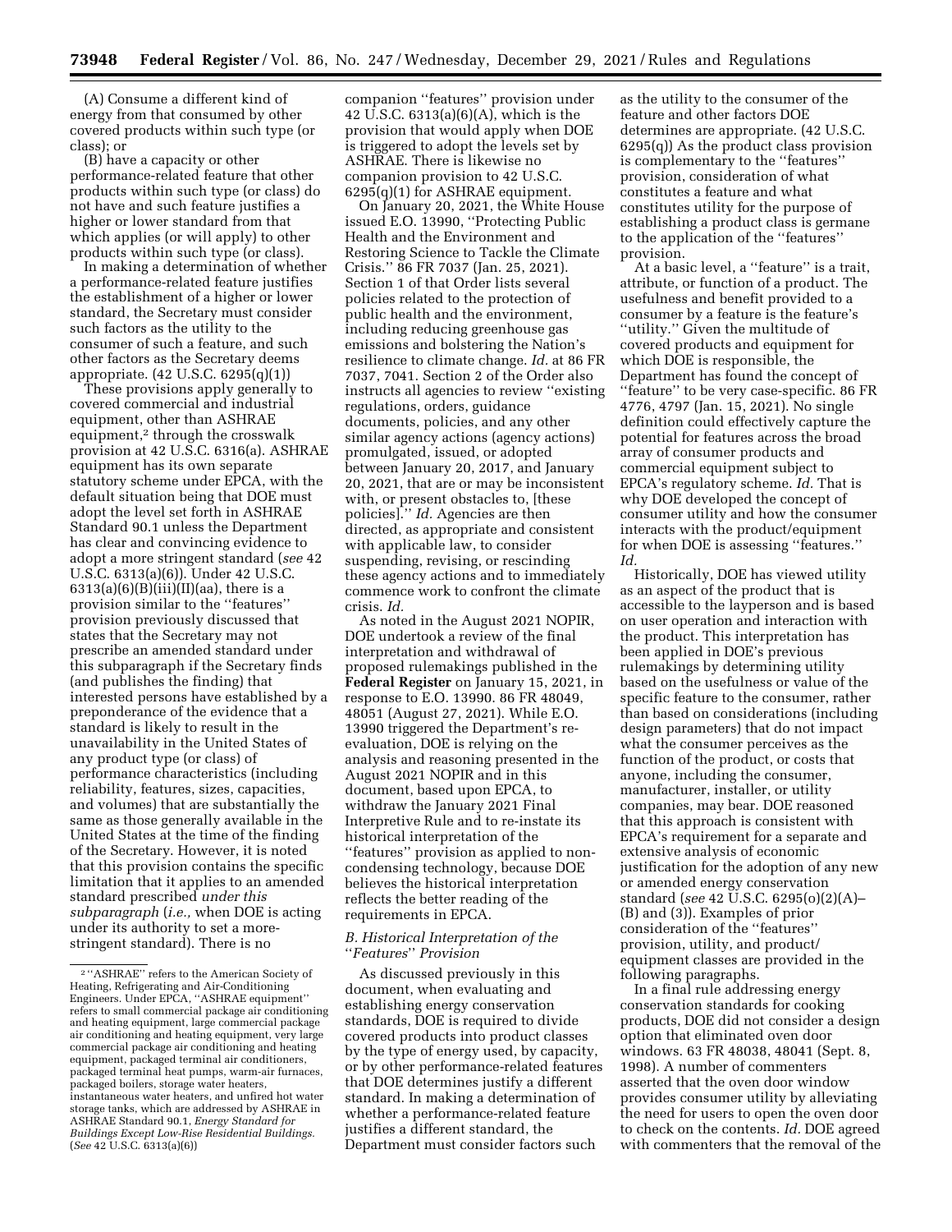(A) Consume a different kind of energy from that consumed by other covered products within such type (or class); or

(B) have a capacity or other performance-related feature that other products within such type (or class) do not have and such feature justifies a higher or lower standard from that which applies (or will apply) to other products within such type (or class).

In making a determination of whether a performance-related feature justifies the establishment of a higher or lower standard, the Secretary must consider such factors as the utility to the consumer of such a feature, and such other factors as the Secretary deems appropriate. (42 U.S.C. 6295(q)(1))

These provisions apply generally to covered commercial and industrial equipment, other than ASHRAE equipment,[2] through the crosswalk provision at 42 U.S.C. 6316(a). ASHRAE equipment has its own separate statutory scheme under EPCA, with the default situation being that DOE must adopt the level set forth in ASHRAE Standard 90.1 unless the Department has clear and convincing evidence to adopt a more stringent standard (*see* 42 U.S.C. 6313(a)(6)). Under 42 U.S.C. 6313(a)(6)(B)(iii)(II)(aa), there is a provision similar to the ''features'' provision previously discussed that states that the Secretary may not prescribe an amended standard under this subparagraph if the Secretary finds (and publishes the finding) that interested persons have established by a preponderance of the evidence that a standard is likely to result in the unavailability in the United States of any product type (or class) of performance characteristics (including reliability, features, sizes, capacities, and volumes) that are substantially the same as those generally available in the United States at the time of the finding of the Secretary. However, it is noted that this provision contains the specific limitation that it applies to an amended standard prescribed *under this subparagraph* (*i.e.,* when DOE is acting under its authority to set a more-stringent standard). There is no companion ''features'' provision under 42 U.S.C. 6313(a)(6)(A), which is the provision that would apply when DOE is triggered to adopt the levels set by ASHRAE. There is likewise no companion provision to 42 U.S.C. 6295(q)(1) for ASHRAE equipment.

On January 20, 2021, the White House issued E.O. 13990, ''Protecting Public Health and the Environment and Restoring Science to Tackle the Climate Crisis.'' 86 FR 7037 (Jan. 25, 2021). Section 1 of that Order lists several policies related to the protection of public health and the environment, including reducing greenhouse gas emissions and bolstering the Nation's resilience to climate change. *Id.* at 86 FR 7037, 7041. Section 2 of the Order also instructs all agencies to review ''existing regulations, orders, guidance documents, policies, and any other similar agency actions (agency actions) promulgated, issued, or adopted between January 20, 2017, and January 20, 2021, that are or may be inconsistent with, or present obstacles to, [these policies].'' *Id.* Agencies are then directed, as appropriate and consistent with applicable law, to consider suspending, revising, or rescinding these agency actions and to immediately commence work to confront the climate crisis. *Id.*

As noted in the August 2021 NOPIR, DOE undertook a review of the final interpretation and withdrawal of proposed rulemakings published in the **Federal Register** on January 15, 2021, in response to E.O. 13990. 86 FR 48049, 48051 (August 27, 2021). While E.O. 13990 triggered the Department's re-evaluation, DOE is relying on the analysis and reasoning presented in the August 2021 NOPIR and in this document, based upon EPCA, to withdraw the January 2021 Final Interpretive Rule and to re-instate its historical interpretation of the ''features'' provision as applied to non-condensing technology, because DOE believes the historical interpretation reflects the better reading of the requirements in EPCA.

### *B. Historical Interpretation of the ''Features'' Provision*

As discussed previously in this document, when evaluating and establishing energy conservation standards, DOE is required to divide covered products into product classes by the type of energy used, by capacity, or by other performance-related features that DOE determines justify a different standard. In making a determination of whether a performance-related feature justifies a different standard, the Department must consider factors such as the utility to the consumer of the feature and other factors DOE determines are appropriate. (42 U.S.C. 6295(q)) As the product class provision is complementary to the ''features'' provision, consideration of what constitutes a feature and what constitutes utility for the purpose of establishing a product class is germane to the application of the ''features'' provision.

At a basic level, a ''feature'' is a trait, attribute, or function of a product. The usefulness and benefit provided to a consumer by a feature is the feature's ''utility.'' Given the multitude of covered products and equipment for which DOE is responsible, the Department has found the concept of ''feature'' to be very case-specific. 86 FR 4776, 4797 (Jan. 15, 2021). No single definition could effectively capture the potential for features across the broad array of consumer products and commercial equipment subject to EPCA's regulatory scheme. *Id.* That is why DOE developed the concept of consumer utility and how the consumer interacts with the product/equipment for when DOE is assessing ''features.'' *Id.*

Historically, DOE has viewed utility as an aspect of the product that is accessible to the layperson and is based on user operation and interaction with the product. This interpretation has been applied in DOE's previous rulemakings by determining utility based on the usefulness or value of the specific feature to the consumer, rather than based on considerations (including design parameters) that do not impact what the consumer perceives as the function of the product, or costs that anyone, including the consumer, manufacturer, installer, or utility companies, may bear. DOE reasoned that this approach is consistent with EPCA's requirement for a separate and extensive analysis of economic justification for the adoption of any new or amended energy conservation standard (*see* 42 U.S.C. 6295(o)(2)(A)–(B) and (3)). Examples of prior consideration of the ''features'' provision, utility, and product/equipment classes are provided in the following paragraphs.

In a final rule addressing energy conservation standards for cooking products, DOE did not consider a design option that eliminated oven door windows. 63 FR 48038, 48041 (Sept. 8, 1998). A number of commenters asserted that the oven door window provides consumer utility by alleviating the need for users to open the oven door to check on the contents. *Id.* DOE agreed with commenters that the removal of the

---

[2] ''ASHRAE'' refers to the American Society of Heating, Refrigerating and Air-Conditioning Engineers. Under EPCA, ''ASHRAE equipment'' refers to small commercial package air conditioning and heating equipment, large commercial package air conditioning and heating equipment, very large commercial package air conditioning and heating equipment, packaged terminal air conditioners, packaged terminal heat pumps, warm-air furnaces, packaged boilers, storage water heaters, instantaneous water heaters, and unfired hot water storage tanks, which are addressed by ASHRAE in ASHRAE Standard 90.1, *Energy Standard for Buildings Except Low-Rise Residential Buildings.* (*See* 42 U.S.C. 6313(a)(6))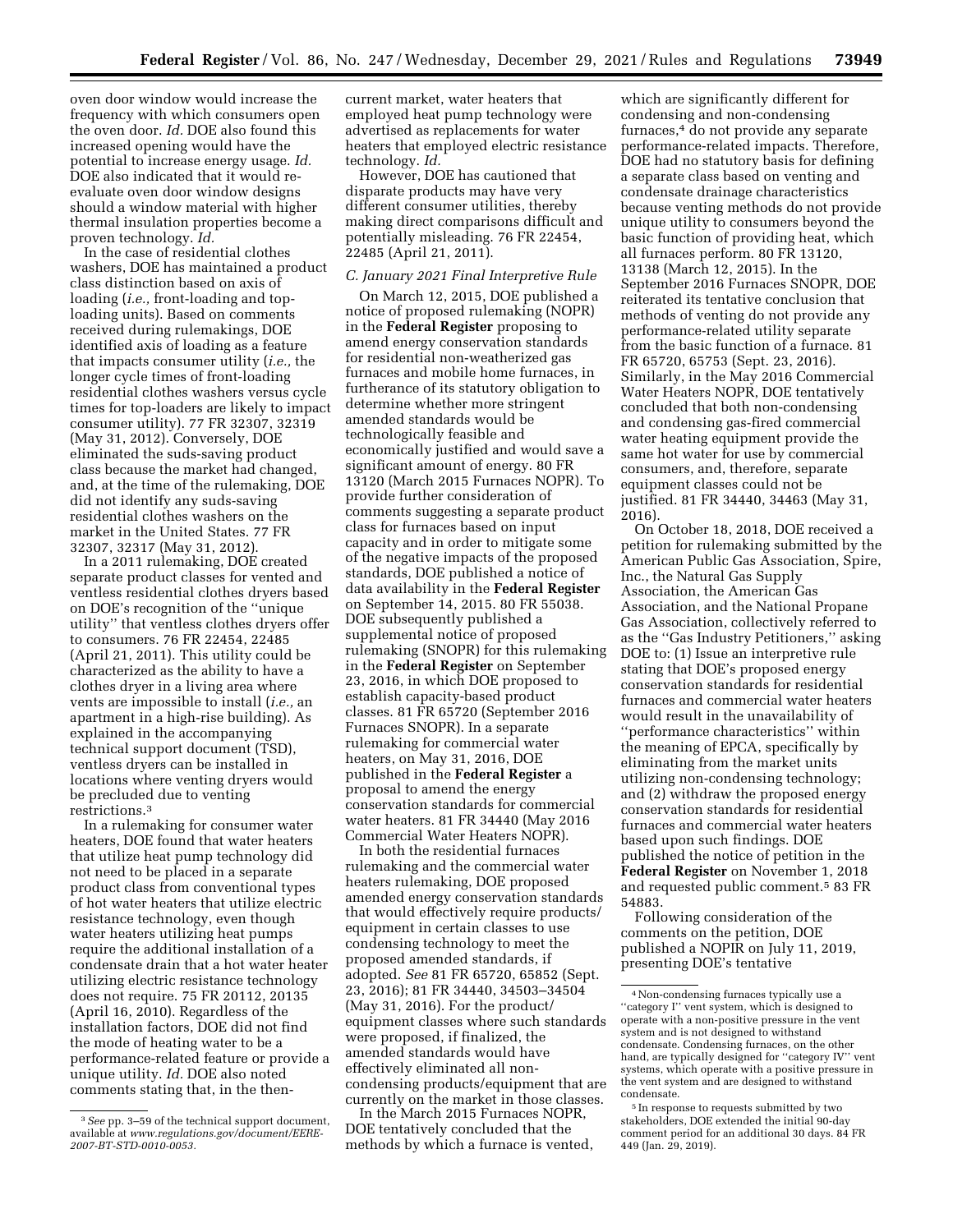oven door window would increase the frequency with which consumers open the oven door. *Id.* DOE also found this increased opening would have the potential to increase energy usage. *Id.* DOE also indicated that it would re-evaluate oven door window designs should a window material with higher thermal insulation properties become a proven technology. *Id.*

In the case of residential clothes washers, DOE has maintained a product class distinction based on axis of loading (*i.e.,* front-loading and top-loading units). Based on comments received during rulemakings, DOE identified axis of loading as a feature that impacts consumer utility (*i.e.,* the longer cycle times of front-loading residential clothes washers versus cycle times for top-loaders are likely to impact consumer utility). 77 FR 32307, 32319 (May 31, 2012). Conversely, DOE eliminated the suds-saving product class because the market had changed, and, at the time of the rulemaking, DOE did not identify any suds-saving residential clothes washers on the market in the United States. 77 FR 32307, 32317 (May 31, 2012).

In a 2011 rulemaking, DOE created separate product classes for vented and ventless residential clothes dryers based on DOE's recognition of the ''unique utility'' that ventless clothes dryers offer to consumers. 76 FR 22454, 22485 (April 21, 2011). This utility could be characterized as the ability to have a clothes dryer in a living area where vents are impossible to install (*i.e.,* an apartment in a high-rise building). As explained in the accompanying technical support document (TSD), ventless dryers can be installed in locations where venting dryers would be precluded due to venting restrictions.[3]

In a rulemaking for consumer water heaters, DOE found that water heaters that utilize heat pump technology did not need to be placed in a separate product class from conventional types of hot water heaters that utilize electric resistance technology, even though water heaters utilizing heat pumps require the additional installation of a condensate drain that a hot water heater utilizing electric resistance technology does not require. 75 FR 20112, 20135 (April 16, 2010). Regardless of the installation factors, DOE did not find the mode of heating water to be a performance-related feature or provide a unique utility. *Id.* DOE also noted comments stating that, in the then-current market, water heaters that employed heat pump technology were advertised as replacements for water heaters that employed electric resistance technology. *Id.*

However, DOE has cautioned that disparate products may have very different consumer utilities, thereby making direct comparisons difficult and potentially misleading. 76 FR 22454, 22485 (April 21, 2011).

### C. January 2021 Final Interpretive Rule

On March 12, 2015, DOE published a notice of proposed rulemaking (NOPR) in the **Federal Register** proposing to amend energy conservation standards for residential non-weatherized gas furnaces and mobile home furnaces, in furtherance of its statutory obligation to determine whether more stringent amended standards would be technologically feasible and economically justified and would save a significant amount of energy. 80 FR 13120 (March 2015 Furnaces NOPR). To provide further consideration of comments suggesting a separate product class for furnaces based on input capacity and in order to mitigate some of the negative impacts of the proposed standards, DOE published a notice of data availability in the **Federal Register** on September 14, 2015. 80 FR 55038. DOE subsequently published a supplemental notice of proposed rulemaking (SNOPR) for this rulemaking in the **Federal Register** on September 23, 2016, in which DOE proposed to establish capacity-based product classes. 81 FR 65720 (September 2016 Furnaces SNOPR). In a separate rulemaking for commercial water heaters, on May 31, 2016, DOE published in the **Federal Register** a proposal to amend the energy conservation standards for commercial water heaters. 81 FR 34440 (May 2016 Commercial Water Heaters NOPR).

In both the residential furnaces rulemaking and the commercial water heaters rulemaking, DOE proposed amended energy conservation standards that would effectively require products/equipment in certain classes to use condensing technology to meet the proposed amended standards, if adopted. *See* 81 FR 65720, 65852 (Sept. 23, 2016); 81 FR 34440, 34503–34504 (May 31, 2016). For the product/equipment classes where such standards were proposed, if finalized, the amended standards would have effectively eliminated all non-condensing products/equipment that are currently on the market in those classes.

In the March 2015 Furnaces NOPR, DOE tentatively concluded that the methods by which a furnace is vented, which are significantly different for condensing and non-condensing furnaces,[4] do not provide any separate performance-related impacts. Therefore, DOE had no statutory basis for defining a separate class based on venting and condensate drainage characteristics because venting methods do not provide unique utility to consumers beyond the basic function of providing heat, which all furnaces perform. 80 FR 13120, 13138 (March 12, 2015). In the September 2016 Furnaces SNOPR, DOE reiterated its tentative conclusion that methods of venting do not provide any performance-related utility separate from the basic function of a furnace. 81 FR 65720, 65753 (Sept. 23, 2016). Similarly, in the May 2016 Commercial Water Heaters NOPR, DOE tentatively concluded that both non-condensing and condensing gas-fired commercial water heating equipment provide the same hot water for use by commercial consumers, and, therefore, separate equipment classes could not be justified. 81 FR 34440, 34463 (May 31, 2016).

On October 18, 2018, DOE received a petition for rulemaking submitted by the American Public Gas Association, Spire, Inc., the Natural Gas Supply Association, the American Gas Association, and the National Propane Gas Association, collectively referred to as the ''Gas Industry Petitioners,'' asking DOE to: (1) Issue an interpretive rule stating that DOE's proposed energy conservation standards for residential furnaces and commercial water heaters would result in the unavailability of ''performance characteristics'' within the meaning of EPCA, specifically by eliminating from the market units utilizing non-condensing technology; and (2) withdraw the proposed energy conservation standards for residential furnaces and commercial water heaters based upon such findings. DOE published the notice of petition in the **Federal Register** on November 1, 2018 and requested public comment.[5] 83 FR 54883.

Following consideration of the comments on the petition, DOE published a NOPIR on July 11, 2019, presenting DOE's tentative

---

[3] *See* pp. 3–59 of the technical support document, available at *www.regulations.gov/document/EERE-2007-BT-STD-0010-0053.*

[4] Non-condensing furnaces typically use a ''category I'' vent system, which is designed to operate with a non-positive pressure in the vent system and is not designed to withstand condensate. Condensing furnaces, on the other hand, are typically designed for ''category IV'' vent systems, which operate with a positive pressure in the vent system and are designed to withstand condensate.

[5] In response to requests submitted by two stakeholders, DOE extended the initial 90-day comment period for an additional 30 days. 84 FR 449 (Jan. 29, 2019).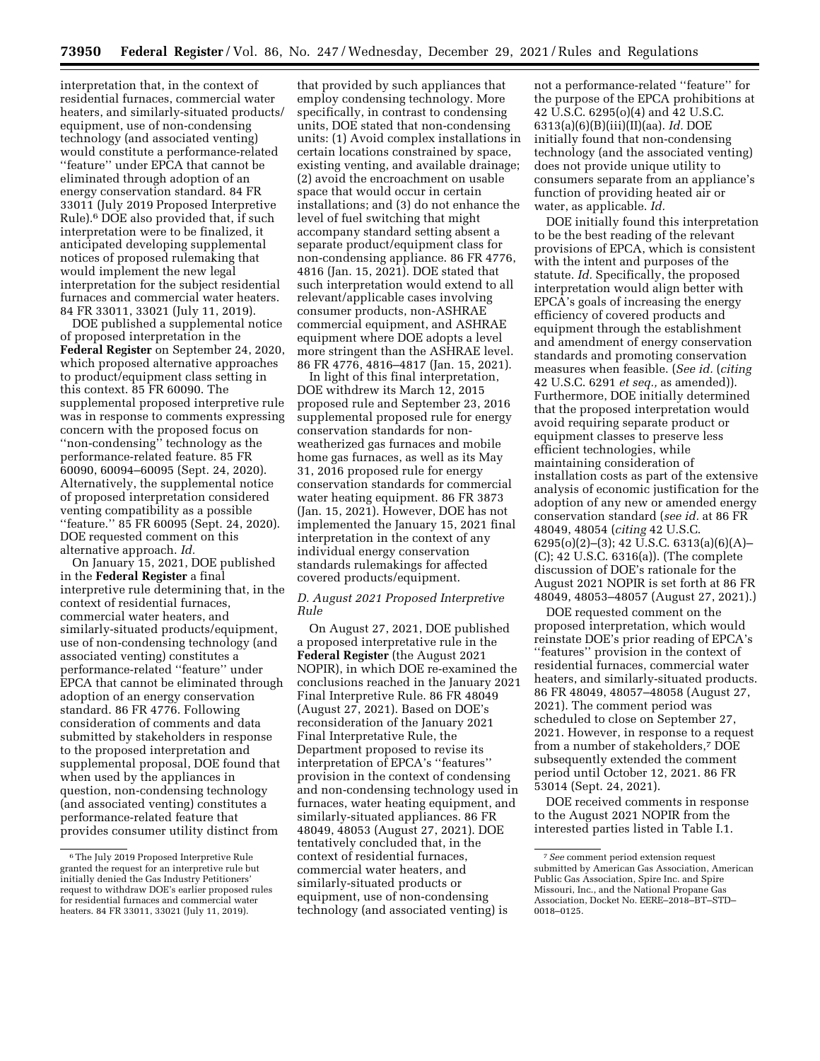interpretation that, in the context of residential furnaces, commercial water heaters, and similarly-situated products/equipment, use of non-condensing technology (and associated venting) would constitute a performance-related ''feature'' under EPCA that cannot be eliminated through adoption of an energy conservation standard. 84 FR 33011 (July 2019 Proposed Interpretive Rule).[6] DOE also provided that, if such interpretation were to be finalized, it anticipated developing supplemental notices of proposed rulemaking that would implement the new legal interpretation for the subject residential furnaces and commercial water heaters. 84 FR 33011, 33021 (July 11, 2019).

DOE published a supplemental notice of proposed interpretation in the **Federal Register** on September 24, 2020, which proposed alternative approaches to product/equipment class setting in this context. 85 FR 60090. The supplemental proposed interpretive rule was in response to comments expressing concern with the proposed focus on ''non-condensing'' technology as the performance-related feature. 85 FR 60090, 60094–60095 (Sept. 24, 2020). Alternatively, the supplemental notice of proposed interpretation considered venting compatibility as a possible ''feature.'' 85 FR 60095 (Sept. 24, 2020). DOE requested comment on this alternative approach. *Id.*

On January 15, 2021, DOE published in the **Federal Register** a final interpretive rule determining that, in the context of residential furnaces, commercial water heaters, and similarly-situated products/equipment, use of non-condensing technology (and associated venting) constitutes a performance-related ''feature'' under EPCA that cannot be eliminated through adoption of an energy conservation standard. 86 FR 4776. Following consideration of comments and data submitted by stakeholders in response to the proposed interpretation and supplemental proposal, DOE found that when used by the appliances in question, non-condensing technology (and associated venting) constitutes a performance-related feature that provides consumer utility distinct from that provided by such appliances that employ condensing technology. More specifically, in contrast to condensing units, DOE stated that non-condensing units: (1) Avoid complex installations in certain locations constrained by space, existing venting, and available drainage; (2) avoid the encroachment on usable space that would occur in certain installations; and (3) do not enhance the level of fuel switching that might accompany standard setting absent a separate product/equipment class for non-condensing appliance. 86 FR 4776, 4816 (Jan. 15, 2021). DOE stated that such interpretation would extend to all relevant/applicable cases involving consumer products, non-ASHRAE commercial equipment, and ASHRAE equipment where DOE adopts a level more stringent than the ASHRAE level. 86 FR 4776, 4816–4817 (Jan. 15, 2021).

In light of this final interpretation, DOE withdrew its March 12, 2015 proposed rule and September 23, 2016 supplemental proposed rule for energy conservation standards for non-weatherized gas furnaces and mobile home gas furnaces, as well as its May 31, 2016 proposed rule for energy conservation standards for commercial water heating equipment. 86 FR 3873 (Jan. 15, 2021). However, DOE has not implemented the January 15, 2021 final interpretation in the context of any individual energy conservation standards rulemakings for affected covered products/equipment.

### D. August 2021 Proposed Interpretive Rule

On August 27, 2021, DOE published a proposed interpretative rule in the **Federal Register** (the August 2021 NOPIR), in which DOE re-examined the conclusions reached in the January 2021 Final Interpretive Rule. 86 FR 48049 (August 27, 2021). Based on DOE's reconsideration of the January 2021 Final Interpretative Rule, the Department proposed to revise its interpretation of EPCA's ''features'' provision in the context of condensing and non-condensing technology used in furnaces, water heating equipment, and similarly-situated appliances. 86 FR 48049, 48053 (August 27, 2021). DOE tentatively concluded that, in the context of residential furnaces, commercial water heaters, and similarly-situated products or equipment, use of non-condensing technology (and associated venting) is not a performance-related ''feature'' for the purpose of the EPCA prohibitions at 42 U.S.C. 6295(o)(4) and 42 U.S.C. 6313(a)(6)(B)(iii)(II)(aa). *Id.* DOE initially found that non-condensing technology (and the associated venting) does not provide unique utility to consumers separate from an appliance's function of providing heated air or water, as applicable. *Id.*

DOE initially found this interpretation to be the best reading of the relevant provisions of EPCA, which is consistent with the intent and purposes of the statute. *Id.* Specifically, the proposed interpretation would align better with EPCA's goals of increasing the energy efficiency of covered products and equipment through the establishment and amendment of energy conservation standards and promoting conservation measures when feasible. (*See id.* (*citing* 42 U.S.C. 6291 *et seq.,* as amended)). Furthermore, DOE initially determined that the proposed interpretation would avoid requiring separate product or equipment classes to preserve less efficient technologies, while maintaining consideration of installation costs as part of the extensive analysis of economic justification for the adoption of any new or amended energy conservation standard (*see id.* at 86 FR 48049, 48054 (*citing* 42 U.S.C. 6295(o)(2)–(3); 42 U.S.C. 6313(a)(6)(A)–(C); 42 U.S.C. 6316(a)). (The complete discussion of DOE's rationale for the August 2021 NOPIR is set forth at 86 FR 48049, 48053–48057 (August 27, 2021).)

DOE requested comment on the proposed interpretation, which would reinstate DOE's prior reading of EPCA's ''features'' provision in the context of residential furnaces, commercial water heaters, and similarly-situated products. 86 FR 48049, 48057–48058 (August 27, 2021). The comment period was scheduled to close on September 27, 2021. However, in response to a request from a number of stakeholders,[7] DOE subsequently extended the comment period until October 12, 2021. 86 FR 53014 (Sept. 24, 2021).

DOE received comments in response to the August 2021 NOPIR from the interested parties listed in Table I.1.

---

[6] The July 2019 Proposed Interpretive Rule granted the request for an interpretive rule but initially denied the Gas Industry Petitioners' request to withdraw DOE's earlier proposed rules for residential furnaces and commercial water heaters. 84 FR 33011, 33021 (July 11, 2019).

[7] *See* comment period extension request submitted by American Gas Association, American Public Gas Association, Spire Inc. and Spire Missouri, Inc., and the National Propane Gas Association, Docket No. EERE–2018–BT–STD–0018–0125.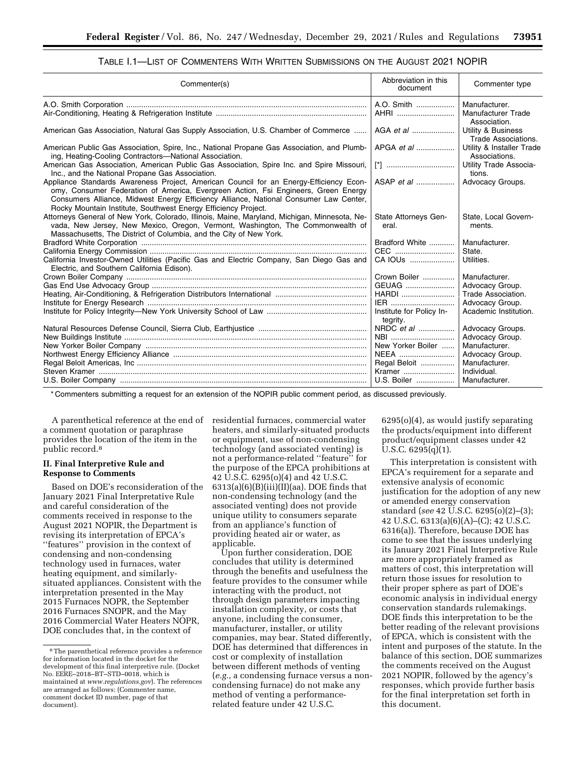TABLE I.1—LIST OF COMMENTERS WITH WRITTEN SUBMISSIONS ON THE AUGUST 2021 NOPIR

| Commenter(s) | Abbreviation in this document | Commenter type |
| --- | --- | --- |
| A.O. Smith Corporation | A.O. Smith | Manufacturer. |
| Air-Conditioning, Heating & Refrigeration Institute | AHRI | Manufacturer Trade Association. |
| American Gas Association, Natural Gas Supply Association, U.S. Chamber of Commerce | AGA *et al* | Utility & Business Trade Associations. |
| American Public Gas Association, Spire, Inc., National Propane Gas Association, and Plumbing, Heating-Cooling Contractors—National Association. | APGA *et al* | Utility & Installer Trade Associations. |
| American Gas Association, American Public Gas Association, Spire Inc. and Spire Missouri, Inc., and the National Propane Gas Association. | [*] | Utility Trade Associations. |
| Appliance Standards Awareness Project, American Council for an Energy-Efficiency Economy, Consumer Federation of America, Evergreen Action, Fsi Engineers, Green Energy Consumers Alliance, Midwest Energy Efficiency Alliance, National Consumer Law Center, Rocky Mountain Institute, Southwest Energy Efficiency Project. | ASAP *et al* | Advocacy Groups. |
| Attorneys General of New York, Colorado, Illinois, Maine, Maryland, Michigan, Minnesota, Nevada, New Jersey, New Mexico, Oregon, Vermont, Washington, The Commonwealth of Massachusetts, The District of Columbia, and the City of New York. | State Attorneys General. | State, Local Governments. |
| Bradford White Corporation | Bradford White | Manufacturer. |
| California Energy Commission | CEC | State. |
| California Investor-Owned Utilities (Pacific Gas and Electric Company, San Diego Gas and Electric, and Southern California Edison). | CA IOUs | Utilities. |
| Crown Boiler Company | Crown Boiler | Manufacturer. |
| Gas End Use Advocacy Group | GEUAG | Advocacy Group. |
| Heating, Air-Conditioning, & Refrigeration Distributors International | HARDI | Trade Association. |
| Institute for Energy Research | IER | Advocacy Group. |
| Institute for Policy Integrity—New York University School of Law | Institute for Policy Integrity. | Academic Institution. |
| Natural Resources Defense Council, Sierra Club, Earthjustice | NRDC *et al* | Advocacy Groups. |
| New Buildings Institute | NBI | Advocacy Group. |
| New Yorker Boiler Company | New Yorker Boiler | Manufacturer. |
| Northwest Energy Efficiency Alliance | NEEA | Advocacy Group. |
| Regal Beloit Americas, Inc | Regal Beloit | Manufacturer. |
| Steven Kramer | Kramer | Individual. |
| U.S. Boiler Company | U.S. Boiler | Manufacturer. |

* Commenters submitting a request for an extension of the NOPIR public comment period, as discussed previously.

A parenthetical reference at the end of a comment quotation or paraphrase provides the location of the item in the public record.[8]

## II. Final Interpretive Rule and Response to Comments

Based on DOE's reconsideration of the January 2021 Final Interpretative Rule and careful consideration of the comments received in response to the August 2021 NOPIR, the Department is revising its interpretation of EPCA's "features" provision in the context of condensing and non-condensing technology used in furnaces, water heating equipment, and similarly-situated appliances. Consistent with the interpretation presented in the May 2015 Furnaces NOPR, the September 2016 Furnaces SNOPR, and the May 2016 Commercial Water Heaters NOPR, DOE concludes that, in the context of residential furnaces, commercial water heaters, and similarly-situated products or equipment, use of non-condensing technology (and associated venting) is not a performance-related "feature" for the purpose of the EPCA prohibitions at 42 U.S.C. 6295(o)(4) and 42 U.S.C. 6313(a)(6)(B)(iii)(II)(aa). DOE finds that non-condensing technology (and the associated venting) does not provide unique utility to consumers separate from an appliance's function of providing heated air or water, as applicable.

Upon further consideration, DOE concludes that utility is determined through the benefits and usefulness the feature provides to the consumer while interacting with the product, not through design parameters impacting installation complexity, or costs that anyone, including the consumer, manufacturer, installer, or utility companies, may bear. Stated differently, DOE has determined that differences in cost or complexity of installation between different methods of venting (*e.g.,* a condensing furnace versus a non-condensing furnace) do not make any method of venting a performance-related feature under 42 U.S.C. 6295(o)(4), as would justify separating the products/equipment into different product/equipment classes under 42 U.S.C. 6295(q)(1).

This interpretation is consistent with EPCA's requirement for a separate and extensive analysis of economic justification for the adoption of any new or amended energy conservation standard (*see* 42 U.S.C. 6295(o)(2)–(3); 42 U.S.C. 6313(a)(6)(A)–(C); 42 U.S.C. 6316(a)). Therefore, because DOE has come to see that the issues underlying its January 2021 Final Interpretive Rule are more appropriately framed as matters of cost, this interpretation will return those issues for resolution to their proper sphere as part of DOE's economic analysis in individual energy conservation standards rulemakings. DOE finds this interpretation to be the better reading of the relevant provisions of EPCA, which is consistent with the intent and purposes of the statute. In the balance of this section, DOE summarizes the comments received on the August 2021 NOPIR, followed by the agency's responses, which provide further basis for the final interpretation set forth in this document.

[8] The parenthetical reference provides a reference for information located in the docket for the development of this final interpretive rule. (Docket No. EERE–2018–BT–STD–0018, which is maintained at *www.regulations.gov*). The references are arranged as follows: (Commenter name, comment docket ID number, page of that document).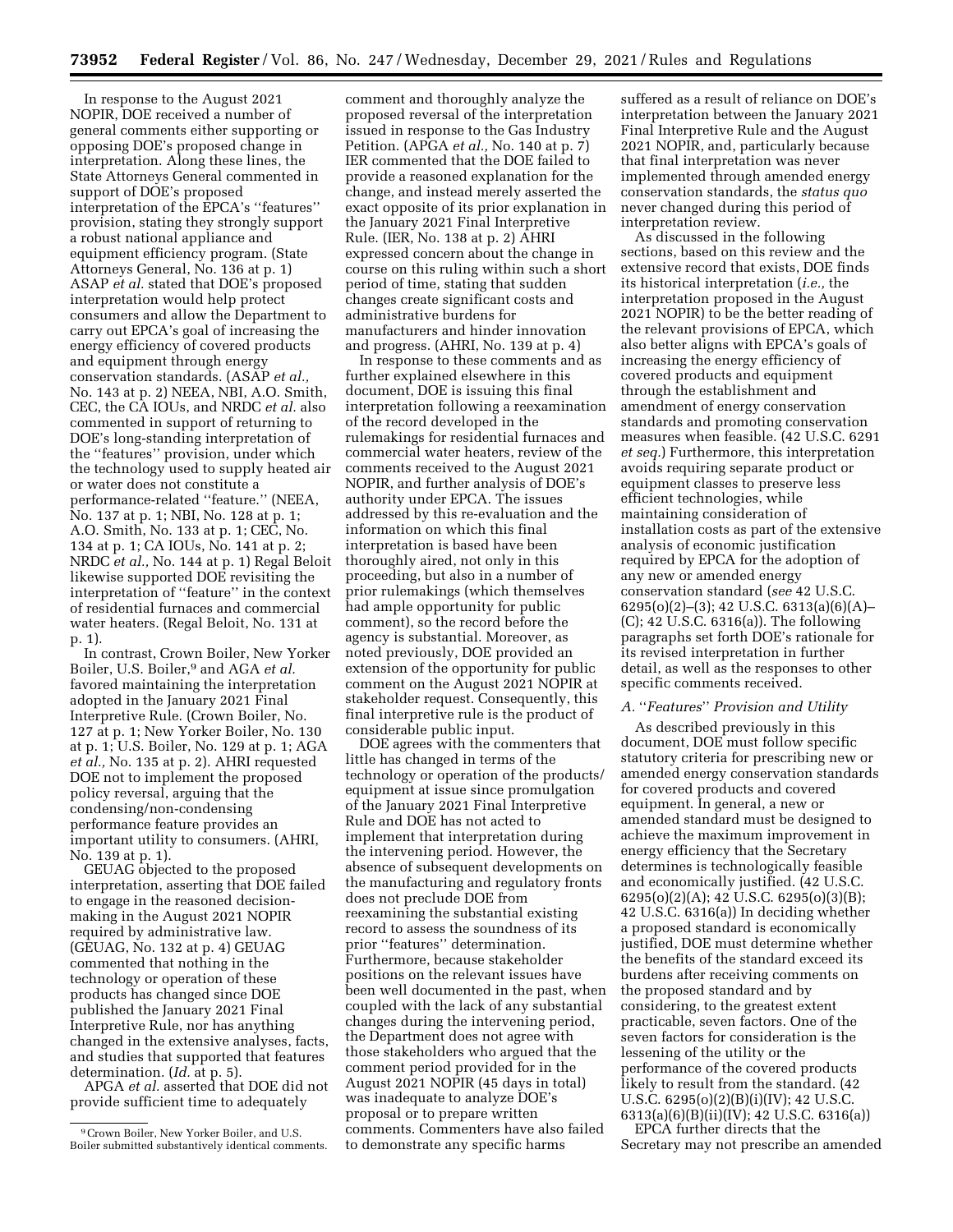In response to the August 2021 NOPIR, DOE received a number of general comments either supporting or opposing DOE's proposed change in interpretation. Along these lines, the State Attorneys General commented in support of DOE's proposed interpretation of the EPCA's "features" provision, stating they strongly support a robust national appliance and equipment efficiency program. (State Attorneys General, No. 136 at p. 1) ASAP *et al.* stated that DOE's proposed interpretation would help protect consumers and allow the Department to carry out EPCA's goal of increasing the energy efficiency of covered products and equipment through energy conservation standards. (ASAP *et al.,* No. 143 at p. 2) NEEA, NBI, A.O. Smith, CEC, the CA IOUs, and NRDC *et al.* also commented in support of returning to DOE's long-standing interpretation of the "features" provision, under which the technology used to supply heated air or water does not constitute a performance-related "feature." (NEEA, No. 137 at p. 1; NBI, No. 128 at p. 1; A.O. Smith, No. 133 at p. 1; CEC, No. 134 at p. 1; CA IOUs, No. 141 at p. 2; NRDC *et al.,* No. 144 at p. 1) Regal Beloit likewise supported DOE revisiting the interpretation of "feature" in the context of residential furnaces and commercial water heaters. (Regal Beloit, No. 131 at p. 1).

In contrast, Crown Boiler, New Yorker Boiler, U.S. Boiler,[9] and AGA *et al.* favored maintaining the interpretation adopted in the January 2021 Final Interpretive Rule. (Crown Boiler, No. 127 at p. 1; New Yorker Boiler, No. 130 at p. 1; U.S. Boiler, No. 129 at p. 1; AGA *et al.,* No. 135 at p. 2). AHRI requested DOE not to implement the proposed policy reversal, arguing that the condensing/non-condensing performance feature provides an important utility to consumers. (AHRI, No. 139 at p. 1).

GEUAG objected to the proposed interpretation, asserting that DOE failed to engage in the reasoned decision-making in the August 2021 NOPIR required by administrative law. (GEUAG, No. 132 at p. 4) GEUAG commented that nothing in the technology or operation of these products has changed since DOE published the January 2021 Final Interpretive Rule, nor has anything changed in the extensive analyses, facts, and studies that supported that features determination. (*Id.* at p. 5).

APGA *et al.* asserted that DOE did not provide sufficient time to adequately comment and thoroughly analyze the proposed reversal of the interpretation issued in response to the Gas Industry Petition. (APGA *et al.,* No. 140 at p. 7) IER commented that the DOE failed to provide a reasoned explanation for the change, and instead merely asserted the exact opposite of its prior explanation in the January 2021 Final Interpretive Rule. (IER, No. 138 at p. 2) AHRI expressed concern about the change in course on this ruling within such a short period of time, stating that sudden changes create significant costs and administrative burdens for manufacturers and hinder innovation and progress. (AHRI, No. 139 at p. 4)

In response to these comments and as further explained elsewhere in this document, DOE is issuing this final interpretation following a reexamination of the record developed in the rulemakings for residential furnaces and commercial water heaters, review of the comments received to the August 2021 NOPIR, and further analysis of DOE's authority under EPCA. The issues addressed by this re-evaluation and the information on which this final interpretation is based have been thoroughly aired, not only in this proceeding, but also in a number of prior rulemakings (which themselves had ample opportunity for public comment), so the record before the agency is substantial. Moreover, as noted previously, DOE provided an extension of the opportunity for public comment on the August 2021 NOPIR at stakeholder request. Consequently, this final interpretive rule is the product of considerable public input.

DOE agrees with the commenters that little has changed in terms of the technology or operation of the products/equipment at issue since promulgation of the January 2021 Final Interpretive Rule and DOE has not acted to implement that interpretation during the intervening period. However, the absence of subsequent developments on the manufacturing and regulatory fronts does not preclude DOE from reexamining the substantial existing record to assess the soundness of its prior "features" determination. Furthermore, because stakeholder positions on the relevant issues have been well documented in the past, when coupled with the lack of any substantial changes during the intervening period, the Department does not agree with those stakeholders who argued that the comment period provided for in the August 2021 NOPIR (45 days in total) was inadequate to analyze DOE's proposal or to prepare written comments. Commenters have also failed to demonstrate any specific harms suffered as a result of reliance on DOE's interpretation between the January 2021 Final Interpretive Rule and the August 2021 NOPIR, and, particularly because that final interpretation was never implemented through amended energy conservation standards, the *status quo* never changed during this period of interpretation review.

As discussed in the following sections, based on this review and the extensive record that exists, DOE finds its historical interpretation (*i.e.,* the interpretation proposed in the August 2021 NOPIR) to be the better reading of the relevant provisions of EPCA, which also better aligns with EPCA's goals of increasing the energy efficiency of covered products and equipment through the establishment and amendment of energy conservation standards and promoting conservation measures when feasible. (42 U.S.C. 6291 *et seq.*) Furthermore, this interpretation avoids requiring separate product or equipment classes to preserve less efficient technologies, while maintaining consideration of installation costs as part of the extensive analysis of economic justification required by EPCA for the adoption of any new or amended energy conservation standard (*see* 42 U.S.C. 6295(o)(2)–(3); 42 U.S.C. 6313(a)(6)(A)–(C); 42 U.S.C. 6316(a)). The following paragraphs set forth DOE's rationale for its revised interpretation in further detail, as well as the responses to other specific comments received.

### *A. "Features" Provision and Utility*

As described previously in this document, DOE must follow specific statutory criteria for prescribing new or amended energy conservation standards for covered products and covered equipment. In general, a new or amended standard must be designed to achieve the maximum improvement in energy efficiency that the Secretary determines is technologically feasible and economically justified. (42 U.S.C. 6295(o)(2)(A); 42 U.S.C. 6295(o)(3)(B); 42 U.S.C. 6316(a)) In deciding whether a proposed standard is economically justified, DOE must determine whether the benefits of the standard exceed its burdens after receiving comments on the proposed standard and by considering, to the greatest extent practicable, seven factors. One of the seven factors for consideration is the lessening of the utility or the performance of the covered products likely to result from the standard. (42 U.S.C. 6295(o)(2)(B)(i)(IV); 42 U.S.C. 6313(a)(6)(B)(ii)(IV); 42 U.S.C. 6316(a))

EPCA further directs that the Secretary may not prescribe an amended

[9] Crown Boiler, New Yorker Boiler, and U.S. Boiler submitted substantively identical comments.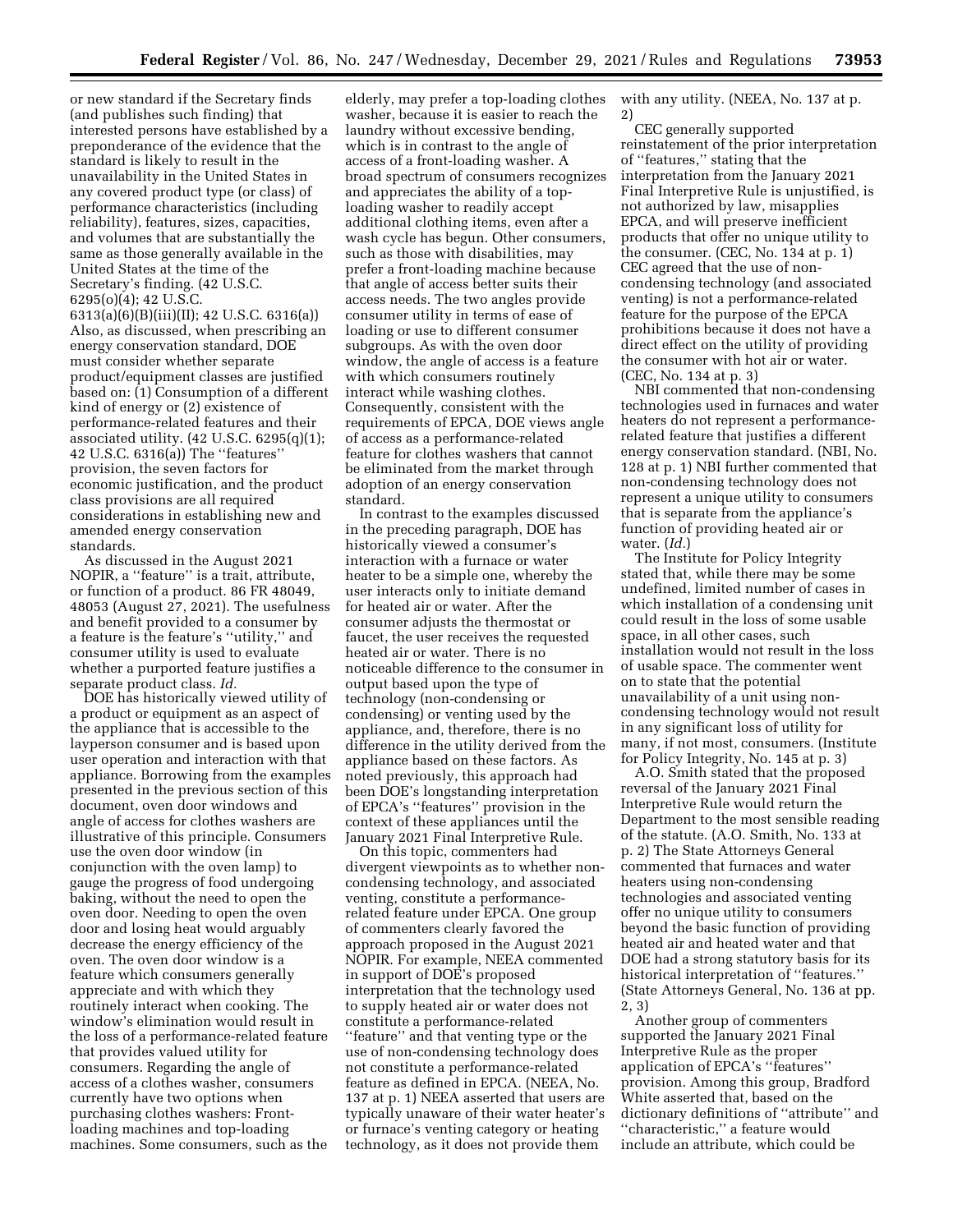or new standard if the Secretary finds (and publishes such finding) that interested persons have established by a preponderance of the evidence that the standard is likely to result in the unavailability in the United States in any covered product type (or class) of performance characteristics (including reliability), features, sizes, capacities, and volumes that are substantially the same as those generally available in the United States at the time of the Secretary's finding. (42 U.S.C. 6295(o)(4); 42 U.S.C. 6313(a)(6)(B)(iii)(II); 42 U.S.C. 6316(a)) Also, as discussed, when prescribing an energy conservation standard, DOE must consider whether separate product/equipment classes are justified based on: (1) Consumption of a different kind of energy or (2) existence of performance-related features and their associated utility. (42 U.S.C. 6295(q)(1); 42 U.S.C. 6316(a)) The "features" provision, the seven factors for economic justification, and the product class provisions are all required considerations in establishing new and amended energy conservation standards.

As discussed in the August 2021 NOPIR, a "feature" is a trait, attribute, or function of a product. 86 FR 48049, 48053 (August 27, 2021). The usefulness and benefit provided to a consumer by a feature is the feature's "utility," and consumer utility is used to evaluate whether a purported feature justifies a separate product class. *Id.*

DOE has historically viewed utility of a product or equipment as an aspect of the appliance that is accessible to the layperson consumer and is based upon user operation and interaction with that appliance. Borrowing from the examples presented in the previous section of this document, oven door windows and angle of access for clothes washers are illustrative of this principle. Consumers use the oven door window (in conjunction with the oven lamp) to gauge the progress of food undergoing baking, without the need to open the oven door. Needing to open the oven door and losing heat would arguably decrease the energy efficiency of the oven. The oven door window is a feature which consumers generally appreciate and with which they routinely interact when cooking. The window's elimination would result in the loss of a performance-related feature that provides valued utility for consumers. Regarding the angle of access of a clothes washer, consumers currently have two options when purchasing clothes washers: Front-loading machines and top-loading machines. Some consumers, such as the elderly, may prefer a top-loading clothes washer, because it is easier to reach the laundry without excessive bending, which is in contrast to the angle of access of a front-loading washer. A broad spectrum of consumers recognizes and appreciates the ability of a top-loading washer to readily accept additional clothing items, even after a wash cycle has begun. Other consumers, such as those with disabilities, may prefer a front-loading machine because that angle of access better suits their access needs. The two angles provide consumer utility in terms of ease of loading or use to different consumer subgroups. As with the oven door window, the angle of access is a feature with which consumers routinely interact while washing clothes. Consequently, consistent with the requirements of EPCA, DOE views angle of access as a performance-related feature for clothes washers that cannot be eliminated from the market through adoption of an energy conservation standard.

In contrast to the examples discussed in the preceding paragraph, DOE has historically viewed a consumer's interaction with a furnace or water heater to be a simple one, whereby the user interacts only to initiate demand for heated air or water. After the consumer adjusts the thermostat or faucet, the user receives the requested heated air or water. There is no noticeable difference to the consumer in output based upon the type of technology (non-condensing or condensing) or venting used by the appliance, and, therefore, there is no difference in the utility derived from the appliance based on these factors. As noted previously, this approach had been DOE's longstanding interpretation of EPCA's "features" provision in the context of these appliances until the January 2021 Final Interpretive Rule.

On this topic, commenters had divergent viewpoints as to whether non-condensing technology, and associated venting, constitute a performance-related feature under EPCA. One group of commenters clearly favored the approach proposed in the August 2021 NOPIR. For example, NEEA commented in support of DOE's proposed interpretation that the technology used to supply heated air or water does not constitute a performance-related "feature" and that venting type or the use of non-condensing technology does not constitute a performance-related feature as defined in EPCA. (NEEA, No. 137 at p. 1) NEEA asserted that users are typically unaware of their water heater's or furnace's venting category or heating technology, as it does not provide them with any utility. (NEEA, No. 137 at p. 2)

CEC generally supported reinstatement of the prior interpretation of "features," stating that the interpretation from the January 2021 Final Interpretive Rule is unjustified, is not authorized by law, misapplies EPCA, and will preserve inefficient products that offer no unique utility to the consumer. (CEC, No. 134 at p. 1) CEC agreed that the use of non-condensing technology (and associated venting) is not a performance-related feature for the purpose of the EPCA prohibitions because it does not have a direct effect on the utility of providing the consumer with hot air or water. (CEC, No. 134 at p. 3)

NBI commented that non-condensing technologies used in furnaces and water heaters do not represent a performance-related feature that justifies a different energy conservation standard. (NBI, No. 128 at p. 1) NBI further commented that non-condensing technology does not represent a unique utility to consumers that is separate from the appliance's function of providing heated air or water. (*Id.*)

The Institute for Policy Integrity stated that, while there may be some undefined, limited number of cases in which installation of a condensing unit could result in the loss of some usable space, in all other cases, such installation would not result in the loss of usable space. The commenter went on to state that the potential unavailability of a unit using non-condensing technology would not result in any significant loss of utility for many, if not most, consumers. (Institute for Policy Integrity, No. 145 at p. 3)

A.O. Smith stated that the proposed reversal of the January 2021 Final Interpretive Rule would return the Department to the most sensible reading of the statute. (A.O. Smith, No. 133 at p. 2) The State Attorneys General commented that furnaces and water heaters using non-condensing technologies and associated venting offer no unique utility to consumers beyond the basic function of providing heated air and heated water and that DOE had a strong statutory basis for its historical interpretation of "features." (State Attorneys General, No. 136 at pp. 2, 3)

Another group of commenters supported the January 2021 Final Interpretive Rule as the proper application of EPCA's "features" provision. Among this group, Bradford White asserted that, based on the dictionary definitions of "attribute" and "characteristic," a feature would include an attribute, which could be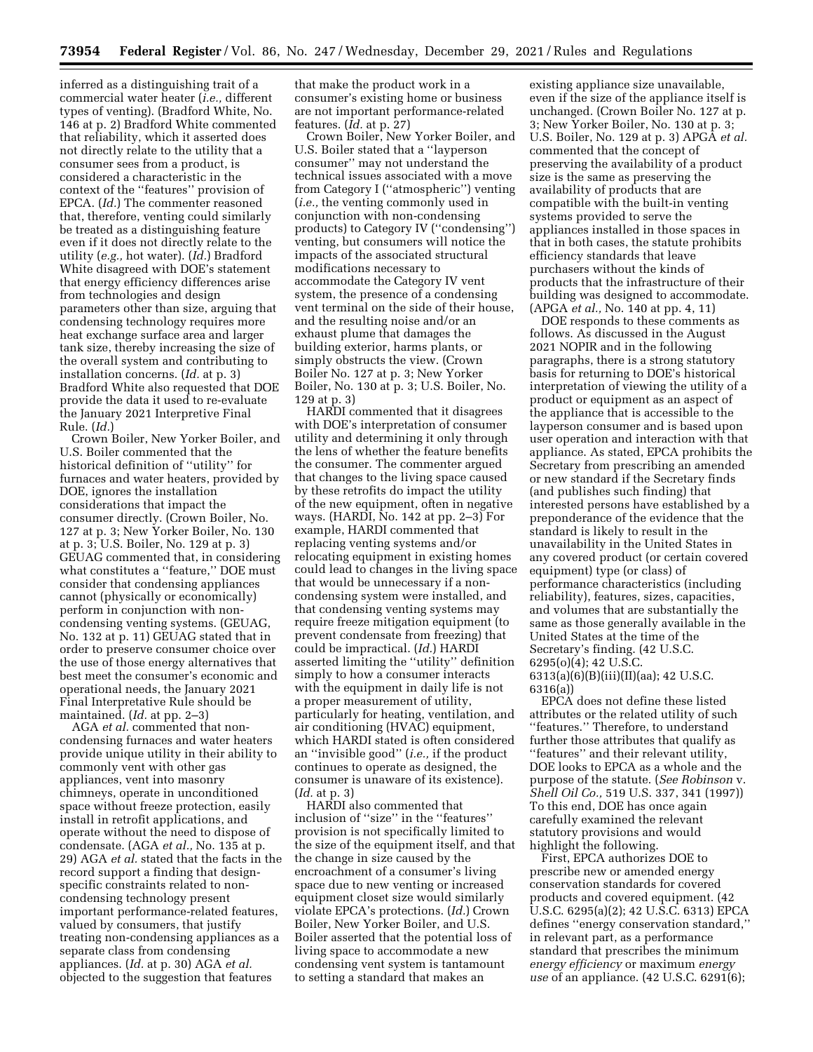inferred as a distinguishing trait of a commercial water heater (*i.e.,* different types of venting). (Bradford White, No. 146 at p. 2) Bradford White commented that reliability, which it asserted does not directly relate to the utility that a consumer sees from a product, is considered a characteristic in the context of the "features" provision of EPCA. (*Id.*) The commenter reasoned that, therefore, venting could similarly be treated as a distinguishing feature even if it does not directly relate to the utility (*e.g.,* hot water). (*Id.*) Bradford White disagreed with DOE's statement that energy efficiency differences arise from technologies and design parameters other than size, arguing that condensing technology requires more heat exchange surface area and larger tank size, thereby increasing the size of the overall system and contributing to installation concerns. (*Id.* at p. 3) Bradford White also requested that DOE provide the data it used to re-evaluate the January 2021 Interpretive Final Rule. (*Id.*)

Crown Boiler, New Yorker Boiler, and U.S. Boiler commented that the historical definition of "utility" for furnaces and water heaters, provided by DOE, ignores the installation considerations that impact the consumer directly. (Crown Boiler, No. 127 at p. 3; New Yorker Boiler, No. 130 at p. 3; U.S. Boiler, No. 129 at p. 3) GEUAG commented that, in considering what constitutes a "feature," DOE must consider that condensing appliances cannot (physically or economically) perform in conjunction with non-condensing venting systems. (GEUAG, No. 132 at p. 11) GEUAG stated that in order to preserve consumer choice over the use of those energy alternatives that best meet the consumer's economic and operational needs, the January 2021 Final Interpretative Rule should be maintained. (*Id.* at pp. 2–3)

AGA *et al.* commented that non-condensing furnaces and water heaters provide unique utility in their ability to commonly vent with other gas appliances, vent into masonry chimneys, operate in unconditioned space without freeze protection, easily install in retrofit applications, and operate without the need to dispose of condensate. (AGA *et al.,* No. 135 at p. 29) AGA *et al.* stated that the facts in the record support a finding that design-specific constraints related to non-condensing technology present important performance-related features, valued by consumers, that justify treating non-condensing appliances as a separate class from condensing appliances. (*Id.* at p. 30) AGA *et al.* objected to the suggestion that features that make the product work in a consumer's existing home or business are not important performance-related features. (*Id.* at p. 27)

Crown Boiler, New Yorker Boiler, and U.S. Boiler stated that a "layperson consumer" may not understand the technical issues associated with a move from Category I ("atmospheric") venting (*i.e.,* the venting commonly used in conjunction with non-condensing products) to Category IV ("condensing") venting, but consumers will notice the impacts of the associated structural modifications necessary to accommodate the Category IV vent system, the presence of a condensing vent terminal on the side of their house, and the resulting noise and/or an exhaust plume that damages the building exterior, harms plants, or simply obstructs the view. (Crown Boiler No. 127 at p. 3; New Yorker Boiler, No. 130 at p. 3; U.S. Boiler, No. 129 at p. 3)

HARDI commented that it disagrees with DOE's interpretation of consumer utility and determining it only through the lens of whether the feature benefits the consumer. The commenter argued that changes to the living space caused by these retrofits do impact the utility of the new equipment, often in negative ways. (HARDI, No. 142 at pp. 2–3) For example, HARDI commented that replacing venting systems and/or relocating equipment in existing homes could lead to changes in the living space that would be unnecessary if a non-condensing system were installed, and that condensing venting systems may require freeze mitigation equipment (to prevent condensate from freezing) that could be impractical. (*Id.*) HARDI asserted limiting the "utility" definition simply to how a consumer interacts with the equipment in daily life is not a proper measurement of utility, particularly for heating, ventilation, and air conditioning (HVAC) equipment, which HARDI stated is often considered an "invisible good" (*i.e.,* if the product continues to operate as designed, the consumer is unaware of its existence). (*Id.* at p. 3)

HARDI also commented that inclusion of "size" in the "features" provision is not specifically limited to the size of the equipment itself, and that the change in size caused by the encroachment of a consumer's living space due to new venting or increased equipment closet size would similarly violate EPCA's protections. (*Id.*) Crown Boiler, New Yorker Boiler, and U.S. Boiler asserted that the potential loss of living space to accommodate a new condensing vent system is tantamount to setting a standard that makes an existing appliance size unavailable, even if the size of the appliance itself is unchanged. (Crown Boiler No. 127 at p. 3; New Yorker Boiler, No. 130 at p. 3; U.S. Boiler, No. 129 at p. 3) APGA *et al.* commented that the concept of preserving the availability of a product size is the same as preserving the availability of products that are compatible with the built-in venting systems provided to serve the appliances installed in those spaces in that in both cases, the statute prohibits efficiency standards that leave purchasers without the kinds of products that the infrastructure of their building was designed to accommodate. (APGA *et al.,* No. 140 at pp. 4, 11)

DOE responds to these comments as follows. As discussed in the August 2021 NOPIR and in the following paragraphs, there is a strong statutory basis for returning to DOE's historical interpretation of viewing the utility of a product or equipment as an aspect of the appliance that is accessible to the layperson consumer and is based upon user operation and interaction with that appliance. As stated, EPCA prohibits the Secretary from prescribing an amended or new standard if the Secretary finds (and publishes such finding) that interested persons have established by a preponderance of the evidence that the standard is likely to result in the unavailability in the United States in any covered product (or certain covered equipment) type (or class) of performance characteristics (including reliability), features, sizes, capacities, and volumes that are substantially the same as those generally available in the United States at the time of the Secretary's finding. (42 U.S.C. 6295(o)(4); 42 U.S.C. 6313(a)(6)(B)(iii)(II)(aa); 42 U.S.C. 6316(a))

EPCA does not define these listed attributes or the related utility of such "features." Therefore, to understand further those attributes that qualify as "features" and their relevant utility, DOE looks to EPCA as a whole and the purpose of the statute. (*See Robinson* v. *Shell Oil Co.,* 519 U.S. 337, 341 (1997)) To this end, DOE has once again carefully examined the relevant statutory provisions and would highlight the following.

First, EPCA authorizes DOE to prescribe new or amended energy conservation standards for covered products and covered equipment. (42 U.S.C. 6295(a)(2); 42 U.S.C. 6313) EPCA defines "energy conservation standard," in relevant part, as a performance standard that prescribes the minimum *energy efficiency* or maximum *energy use* of an appliance. (42 U.S.C. 6291(6);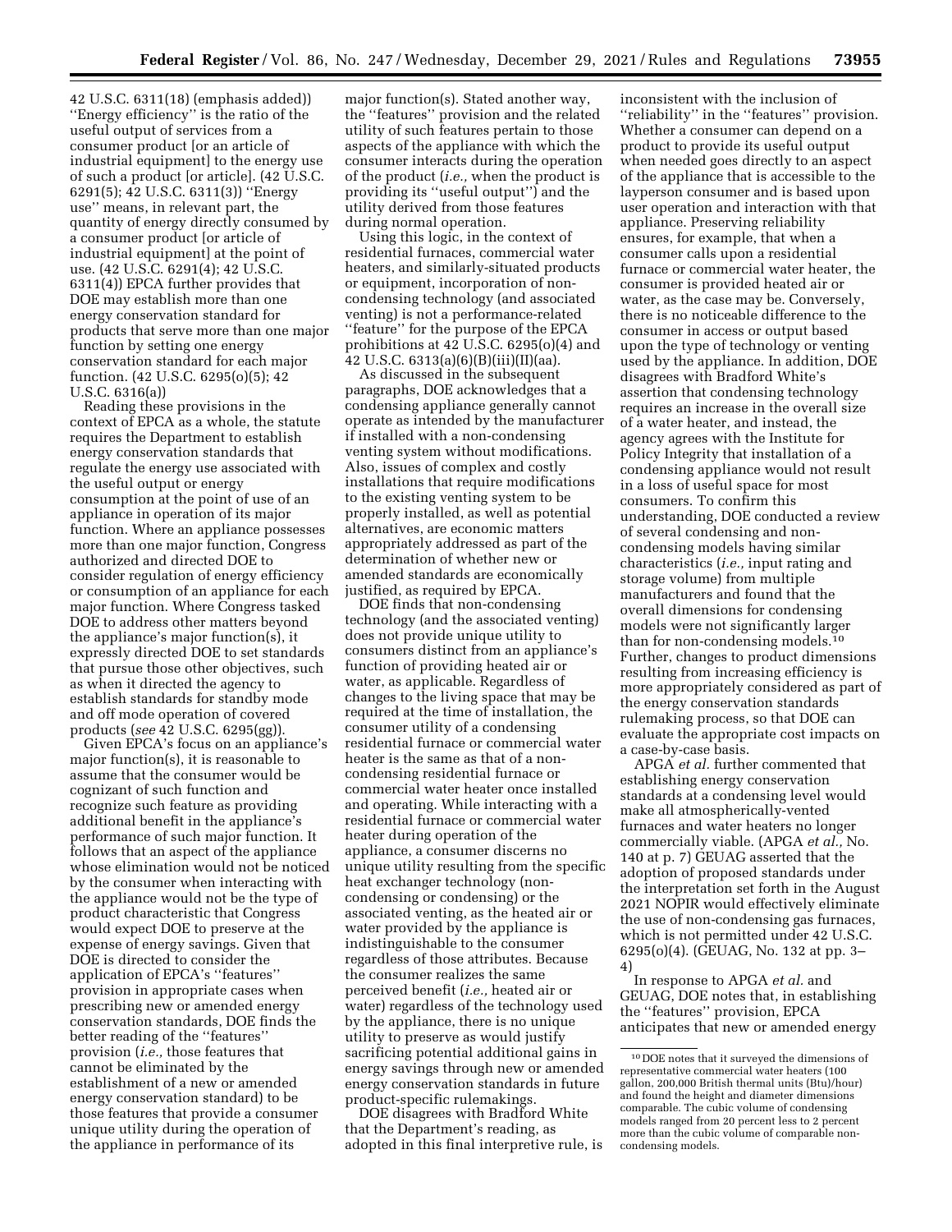42 U.S.C. 6311(18) (emphasis added)) ''Energy efficiency'' is the ratio of the useful output of services from a consumer product [or an article of industrial equipment] to the energy use of such a product [or article]. (42 U.S.C. 6291(5); 42 U.S.C. 6311(3)) ''Energy use'' means, in relevant part, the quantity of energy directly consumed by a consumer product [or article of industrial equipment] at the point of use. (42 U.S.C. 6291(4); 42 U.S.C. 6311(4)) EPCA further provides that DOE may establish more than one energy conservation standard for products that serve more than one major function by setting one energy conservation standard for each major function. (42 U.S.C. 6295(o)(5); 42 U.S.C. 6316(a))

Reading these provisions in the context of EPCA as a whole, the statute requires the Department to establish energy conservation standards that regulate the energy use associated with the useful output or energy consumption at the point of use of an appliance in operation of its major function. Where an appliance possesses more than one major function, Congress authorized and directed DOE to consider regulation of energy efficiency or consumption of an appliance for each major function. Where Congress tasked DOE to address other matters beyond the appliance's major function(s), it expressly directed DOE to set standards that pursue those other objectives, such as when it directed the agency to establish standards for standby mode and off mode operation of covered products (*see* 42 U.S.C. 6295(gg)).

Given EPCA's focus on an appliance's major function(s), it is reasonable to assume that the consumer would be cognizant of such function and recognize such feature as providing additional benefit in the appliance's performance of such major function. It follows that an aspect of the appliance whose elimination would not be noticed by the consumer when interacting with the appliance would not be the type of product characteristic that Congress would expect DOE to preserve at the expense of energy savings. Given that DOE is directed to consider the application of EPCA's ''features'' provision in appropriate cases when prescribing new or amended energy conservation standards, DOE finds the better reading of the ''features'' provision (*i.e.,* those features that cannot be eliminated by the establishment of a new or amended energy conservation standard) to be those features that provide a consumer unique utility during the operation of the appliance in performance of its major function(s). Stated another way, the ''features'' provision and the related utility of such features pertain to those aspects of the appliance with which the consumer interacts during the operation of the product (*i.e.,* when the product is providing its ''useful output'') and the utility derived from those features during normal operation.

Using this logic, in the context of residential furnaces, commercial water heaters, and similarly-situated products or equipment, incorporation of non-condensing technology (and associated venting) is not a performance-related ''feature'' for the purpose of the EPCA prohibitions at 42 U.S.C. 6295(o)(4) and 42 U.S.C. 6313(a)(6)(B)(iii)(II)(aa).

As discussed in the subsequent paragraphs, DOE acknowledges that a condensing appliance generally cannot operate as intended by the manufacturer if installed with a non-condensing venting system without modifications. Also, issues of complex and costly installations that require modifications to the existing venting system to be properly installed, as well as potential alternatives, are economic matters appropriately addressed as part of the determination of whether new or amended standards are economically justified, as required by EPCA.

DOE finds that non-condensing technology (and the associated venting) does not provide unique utility to consumers distinct from an appliance's function of providing heated air or water, as applicable. Regardless of changes to the living space that may be required at the time of installation, the consumer utility of a condensing residential furnace or commercial water heater is the same as that of a non-condensing residential furnace or commercial water heater once installed and operating. While interacting with a residential furnace or commercial water heater during operation of the appliance, a consumer discerns no unique utility resulting from the specific heat exchanger technology (non-condensing or condensing) or the associated venting, as the heated air or water provided by the appliance is indistinguishable to the consumer regardless of those attributes. Because the consumer realizes the same perceived benefit (*i.e.,* heated air or water) regardless of the technology used by the appliance, there is no unique utility to preserve as would justify sacrificing potential additional gains in energy savings through new or amended energy conservation standards in future product-specific rulemakings.

DOE disagrees with Bradford White that the Department's reading, as adopted in this final interpretive rule, is inconsistent with the inclusion of ''reliability'' in the ''features'' provision. Whether a consumer can depend on a product to provide its useful output when needed goes directly to an aspect of the appliance that is accessible to the layperson consumer and is based upon user operation and interaction with that appliance. Preserving reliability ensures, for example, that when a consumer calls upon a residential furnace or commercial water heater, the consumer is provided heated air or water, as the case may be. Conversely, there is no noticeable difference to the consumer in access or output based upon the type of technology or venting used by the appliance. In addition, DOE disagrees with Bradford White's assertion that condensing technology requires an increase in the overall size of a water heater, and instead, the agency agrees with the Institute for Policy Integrity that installation of a condensing appliance would not result in a loss of useful space for most consumers. To confirm this understanding, DOE conducted a review of several condensing and non-condensing models having similar characteristics (*i.e.,* input rating and storage volume) from multiple manufacturers and found that the overall dimensions for condensing models were not significantly larger than for non-condensing models.[10] Further, changes to product dimensions resulting from increasing efficiency is more appropriately considered as part of the energy conservation standards rulemaking process, so that DOE can evaluate the appropriate cost impacts on a case-by-case basis.

APGA *et al.* further commented that establishing energy conservation standards at a condensing level would make all atmospherically-vented furnaces and water heaters no longer commercially viable. (APGA *et al.,* No. 140 at p. 7) GEUAG asserted that the adoption of proposed standards under the interpretation set forth in the August 2021 NOPIR would effectively eliminate the use of non-condensing gas furnaces, which is not permitted under 42 U.S.C. 6295(o)(4). (GEUAG, No. 132 at pp. 3–4)

In response to APGA *et al.* and GEUAG, DOE notes that, in establishing the ''features'' provision, EPCA anticipates that new or amended energy

[10] DOE notes that it surveyed the dimensions of representative commercial water heaters (100 gallon, 200,000 British thermal units (Btu)/hour) and found the height and diameter dimensions comparable. The cubic volume of condensing models ranged from 20 percent less to 2 percent more than the cubic volume of comparable non-condensing models.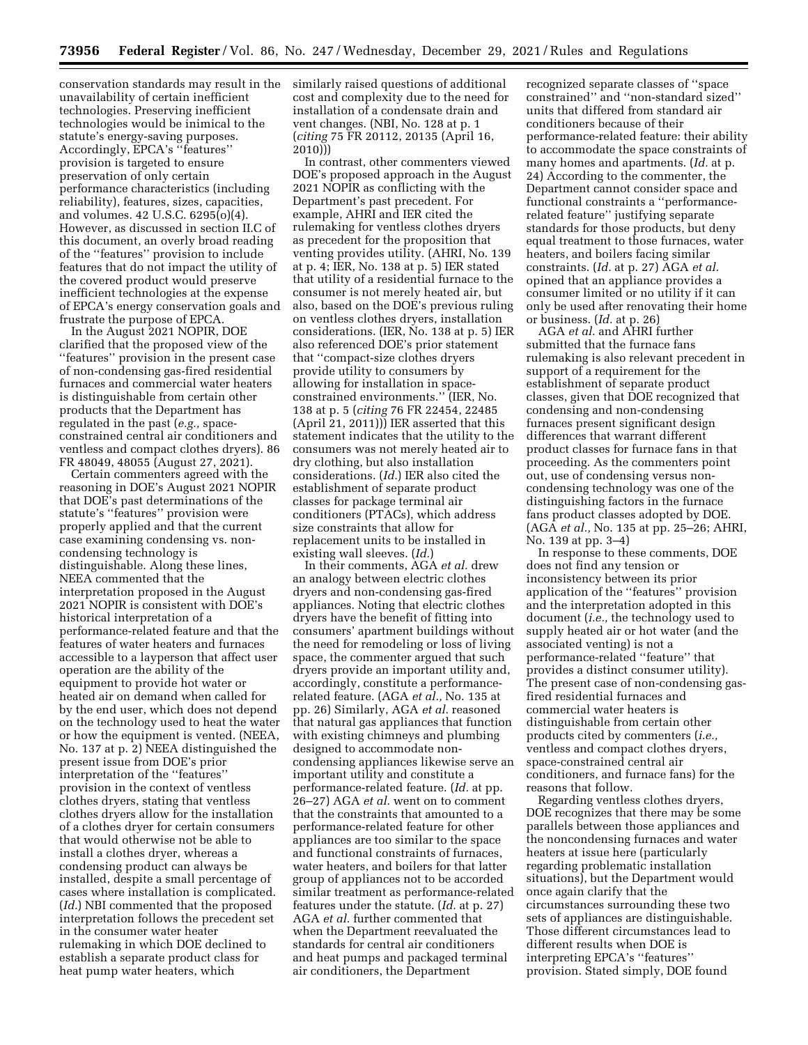conservation standards may result in the unavailability of certain inefficient technologies. Preserving inefficient technologies would be inimical to the statute's energy-saving purposes. Accordingly, EPCA's ''features'' provision is targeted to ensure preservation of only certain performance characteristics (including reliability), features, sizes, capacities, and volumes. 42 U.S.C. 6295(o)(4). However, as discussed in section II.C of this document, an overly broad reading of the ''features'' provision to include features that do not impact the utility of the covered product would preserve inefficient technologies at the expense of EPCA's energy conservation goals and frustrate the purpose of EPCA.

In the August 2021 NOPIR, DOE clarified that the proposed view of the ''features'' provision in the present case of non-condensing gas-fired residential furnaces and commercial water heaters is distinguishable from certain other products that the Department has regulated in the past (*e.g.,* space-constrained central air conditioners and ventless and compact clothes dryers). 86 FR 48049, 48055 (August 27, 2021).

Certain commenters agreed with the reasoning in DOE's August 2021 NOPIR that DOE's past determinations of the statute's ''features'' provision were properly applied and that the current case examining condensing vs. non-condensing technology is distinguishable. Along these lines, NEEA commented that the interpretation proposed in the August 2021 NOPIR is consistent with DOE's historical interpretation of a performance-related feature and that the features of water heaters and furnaces accessible to a layperson that affect user operation are the ability of the equipment to provide hot water or heated air on demand when called for by the end user, which does not depend on the technology used to heat the water or how the equipment is vented. (NEEA, No. 137 at p. 2) NEEA distinguished the present issue from DOE's prior interpretation of the ''features'' provision in the context of ventless clothes dryers, stating that ventless clothes dryers allow for the installation of a clothes dryer for certain consumers that would otherwise not be able to install a clothes dryer, whereas a condensing product can always be installed, despite a small percentage of cases where installation is complicated. (*Id.*) NBI commented that the proposed interpretation follows the precedent set in the consumer water heater rulemaking in which DOE declined to establish a separate product class for heat pump water heaters, which similarly raised questions of additional cost and complexity due to the need for installation of a condensate drain and vent changes. (NBI, No. 128 at p. 1 (*citing* 75 FR 20112, 20135 (April 16, 2010)))

In contrast, other commenters viewed DOE's proposed approach in the August 2021 NOPIR as conflicting with the Department's past precedent. For example, AHRI and IER cited the rulemaking for ventless clothes dryers as precedent for the proposition that venting provides utility. (AHRI, No. 139 at p. 4; IER, No. 138 at p. 5) IER stated that utility of a residential furnace to the consumer is not merely heated air, but also, based on the DOE's previous ruling on ventless clothes dryers, installation considerations. (IER, No. 138 at p. 5) IER also referenced DOE's prior statement that ''compact-size clothes dryers provide utility to consumers by allowing for installation in space-constrained environments.'' (IER, No. 138 at p. 5 (*citing* 76 FR 22454, 22485 (April 21, 2011))) IER asserted that this statement indicates that the utility to the consumers was not merely heated air to dry clothing, but also installation considerations. (*Id.*) IER also cited the establishment of separate product classes for package terminal air conditioners (PTACs), which address size constraints that allow for replacement units to be installed in existing wall sleeves. (*Id.*)

In their comments, AGA *et al.* drew an analogy between electric clothes dryers and non-condensing gas-fired appliances. Noting that electric clothes dryers have the benefit of fitting into consumers' apartment buildings without the need for remodeling or loss of living space, the commenter argued that such dryers provide an important utility and, accordingly, constitute a performance-related feature. (AGA *et al.,* No. 135 at pp. 26) Similarly, AGA *et al.* reasoned that natural gas appliances that function with existing chimneys and plumbing designed to accommodate non-condensing appliances likewise serve an important utility and constitute a performance-related feature. (*Id.* at pp. 26–27) AGA *et al.* went on to comment that the constraints that amounted to a performance-related feature for other appliances are too similar to the space and functional constraints of furnaces, water heaters, and boilers for that latter group of appliances not to be accorded similar treatment as performance-related features under the statute. (*Id.* at p. 27) AGA *et al.* further commented that when the Department reevaluated the standards for central air conditioners and heat pumps and packaged terminal air conditioners, the Department recognized separate classes of ''space constrained'' and ''non-standard sized'' units that differed from standard air conditioners because of their performance-related feature: their ability to accommodate the space constraints of many homes and apartments. (*Id.* at p. 24) According to the commenter, the Department cannot consider space and functional constraints a ''performance-related feature'' justifying separate standards for those products, but deny equal treatment to those furnaces, water heaters, and boilers facing similar constraints. (*Id.* at p. 27) AGA *et al.* opined that an appliance provides a consumer limited or no utility if it can only be used after renovating their home or business. (*Id.* at p. 26)

AGA *et al.* and AHRI further submitted that the furnace fans rulemaking is also relevant precedent in support of a requirement for the establishment of separate product classes, given that DOE recognized that condensing and non-condensing furnaces present significant design differences that warrant different product classes for furnace fans in that proceeding. As the commenters point out, use of condensing versus non-condensing technology was one of the distinguishing factors in the furnace fans product classes adopted by DOE. (AGA *et al.,* No. 135 at pp. 25–26; AHRI, No. 139 at pp. 3–4)

In response to these comments, DOE does not find any tension or inconsistency between its prior application of the ''features'' provision and the interpretation adopted in this document (*i.e.,* the technology used to supply heated air or hot water (and the associated venting) is not a performance-related ''feature'' that provides a distinct consumer utility). The present case of non-condensing gas-fired residential furnaces and commercial water heaters is distinguishable from certain other products cited by commenters (*i.e.,* ventless and compact clothes dryers, space-constrained central air conditioners, and furnace fans) for the reasons that follow.

Regarding ventless clothes dryers, DOE recognizes that there may be some parallels between those appliances and the noncondensing furnaces and water heaters at issue here (particularly regarding problematic installation situations), but the Department would once again clarify that the circumstances surrounding these two sets of appliances are distinguishable. Those different circumstances lead to different results when DOE is interpreting EPCA's ''features'' provision. Stated simply, DOE found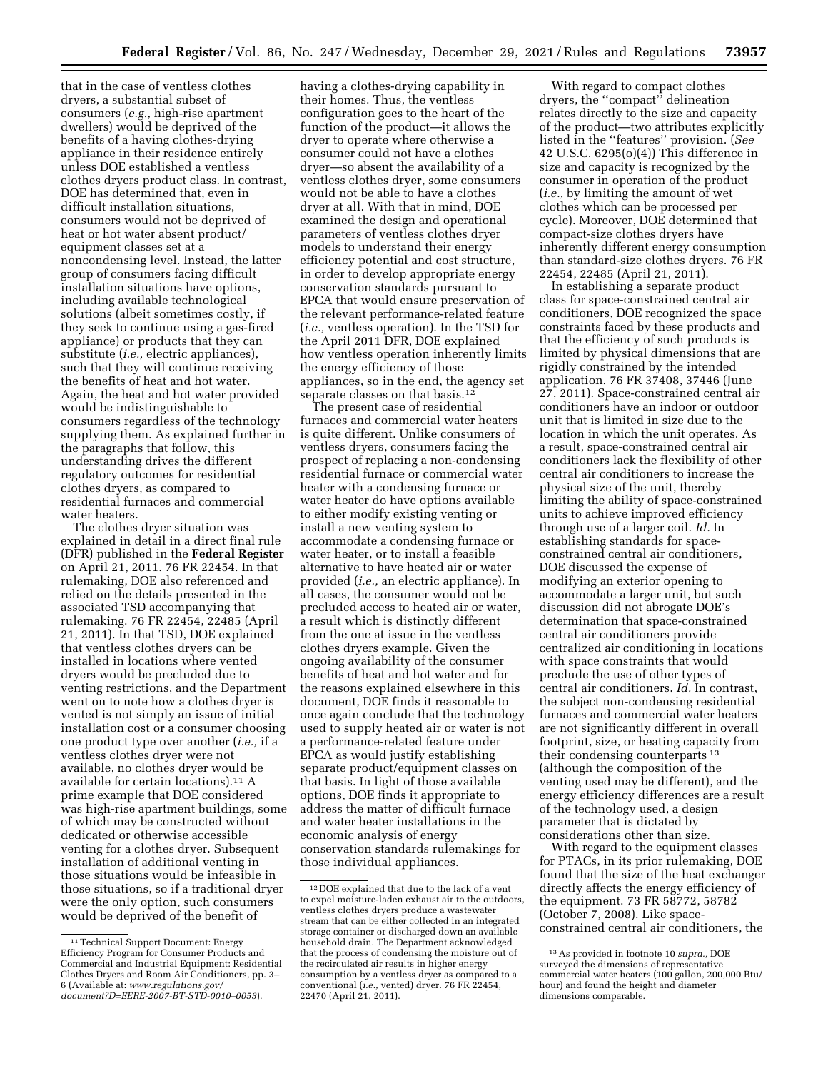that in the case of ventless clothes dryers, a substantial subset of consumers (*e.g.,* high-rise apartment dwellers) would be deprived of the benefits of a having clothes-drying appliance in their residence entirely unless DOE established a ventless clothes dryers product class. In contrast, DOE has determined that, even in difficult installation situations, consumers would not be deprived of heat or hot water absent product/ equipment classes set at a noncondensing level. Instead, the latter group of consumers facing difficult installation situations have options, including available technological solutions (albeit sometimes costly, if they seek to continue using a gas-fired appliance) or products that they can substitute (*i.e.,* electric appliances), such that they will continue receiving the benefits of heat and hot water. Again, the heat and hot water provided would be indistinguishable to consumers regardless of the technology supplying them. As explained further in the paragraphs that follow, this understanding drives the different regulatory outcomes for residential clothes dryers, as compared to residential furnaces and commercial water heaters.

The clothes dryer situation was explained in detail in a direct final rule (DFR) published in the **Federal Register** on April 21, 2011. 76 FR 22454. In that rulemaking, DOE also referenced and relied on the details presented in the associated TSD accompanying that rulemaking. 76 FR 22454, 22485 (April 21, 2011). In that TSD, DOE explained that ventless clothes dryers can be installed in locations where vented dryers would be precluded due to venting restrictions, and the Department went on to note how a clothes dryer is vented is not simply an issue of initial installation cost or a consumer choosing one product type over another (*i.e.,* if a ventless clothes dryer were not available, no clothes dryer would be available for certain locations).[11] A prime example that DOE considered was high-rise apartment buildings, some of which may be constructed without dedicated or otherwise accessible venting for a clothes dryer. Subsequent installation of additional venting in those situations would be infeasible in those situations, so if a traditional dryer were the only option, such consumers would be deprived of the benefit of having a clothes-drying capability in their homes. Thus, the ventless configuration goes to the heart of the function of the product—it allows the dryer to operate where otherwise a consumer could not have a clothes dryer—so absent the availability of a ventless clothes dryer, some consumers would not be able to have a clothes dryer at all. With that in mind, DOE examined the design and operational parameters of ventless clothes dryer models to understand their energy efficiency potential and cost structure, in order to develop appropriate energy conservation standards pursuant to EPCA that would ensure preservation of the relevant performance-related feature (*i.e.,* ventless operation). In the TSD for the April 2011 DFR, DOE explained how ventless operation inherently limits the energy efficiency of those appliances, so in the end, the agency set separate classes on that basis.[12]

The present case of residential furnaces and commercial water heaters is quite different. Unlike consumers of ventless dryers, consumers facing the prospect of replacing a non-condensing residential furnace or commercial water heater with a condensing furnace or water heater do have options available to either modify existing venting or install a new venting system to accommodate a condensing furnace or water heater, or to install a feasible alternative to have heated air or water provided (*i.e.,* an electric appliance). In all cases, the consumer would not be precluded access to heated air or water, a result which is distinctly different from the one at issue in the ventless clothes dryers example. Given the ongoing availability of the consumer benefits of heat and hot water and for the reasons explained elsewhere in this document, DOE finds it reasonable to once again conclude that the technology used to supply heated air or water is not a performance-related feature under EPCA as would justify establishing separate product/equipment classes on that basis. In light of those available options, DOE finds it appropriate to address the matter of difficult furnace and water heater installations in the economic analysis of energy conservation standards rulemakings for those individual appliances.

With regard to compact clothes dryers, the ''compact'' delineation relates directly to the size and capacity of the product—two attributes explicitly listed in the ''features'' provision. (*See* 42 U.S.C. 6295(o)(4)) This difference in size and capacity is recognized by the consumer in operation of the product (*i.e.,* by limiting the amount of wet clothes which can be processed per cycle). Moreover, DOE determined that compact-size clothes dryers have inherently different energy consumption than standard-size clothes dryers. 76 FR 22454, 22485 (April 21, 2011).

In establishing a separate product class for space-constrained central air conditioners, DOE recognized the space constraints faced by these products and that the efficiency of such products is limited by physical dimensions that are rigidly constrained by the intended application. 76 FR 37408, 37446 (June 27, 2011). Space-constrained central air conditioners have an indoor or outdoor unit that is limited in size due to the location in which the unit operates. As a result, space-constrained central air conditioners lack the flexibility of other central air conditioners to increase the physical size of the unit, thereby limiting the ability of space-constrained units to achieve improved efficiency through use of a larger coil. *Id.* In establishing standards for space-constrained central air conditioners, DOE discussed the expense of modifying an exterior opening to accommodate a larger unit, but such discussion did not abrogate DOE's determination that space-constrained central air conditioners provide centralized air conditioning in locations with space constraints that would preclude the use of other types of central air conditioners. *Id.* In contrast, the subject non-condensing residential furnaces and commercial water heaters are not significantly different in overall footprint, size, or heating capacity from their condensing counterparts[13] (although the composition of the venting used may be different), and the energy efficiency differences are a result of the technology used, a design parameter that is dictated by considerations other than size.

With regard to the equipment classes for PTACs, in its prior rulemaking, DOE found that the size of the heat exchanger directly affects the energy efficiency of the equipment. 73 FR 58772, 58782 (October 7, 2008). Like space-constrained central air conditioners, the

---

[11] Technical Support Document: Energy Efficiency Program for Consumer Products and Commercial and Industrial Equipment: Residential Clothes Dryers and Room Air Conditioners, pp. 3–6 (Available at: *www.regulations.gov/document?D=EERE-2007-BT-STD-0010-0053*).

[12] DOE explained that due to the lack of a vent to expel moisture-laden exhaust air to the outdoors, ventless clothes dryers produce a wastewater stream that can be either collected in an integrated storage container or discharged down an available household drain. The Department acknowledged that the process of condensing the moisture out of the recirculated air results in higher energy consumption by a ventless dryer as compared to a conventional (*i.e.,* vented) dryer. 76 FR 22454, 22470 (April 21, 2011).

[13] As provided in footnote 10 *supra.,* DOE surveyed the dimensions of representative commercial water heaters (100 gallon, 200,000 Btu/hour) and found the height and diameter dimensions comparable.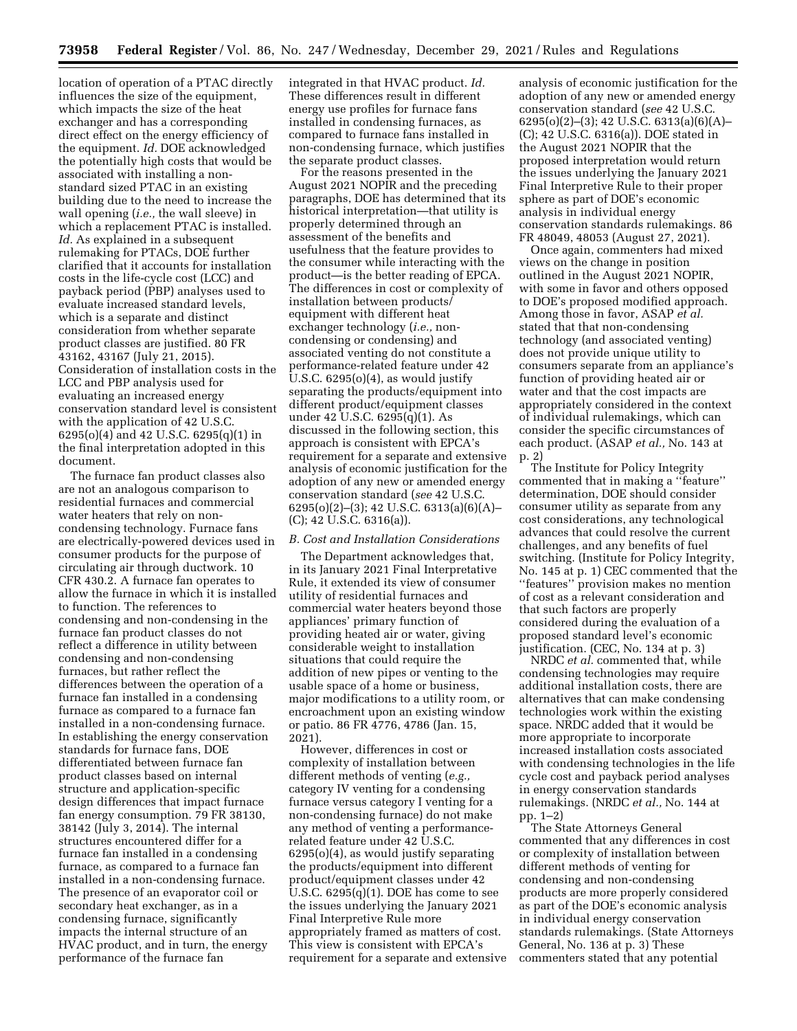location of operation of a PTAC directly influences the size of the equipment, which impacts the size of the heat exchanger and has a corresponding direct effect on the energy efficiency of the equipment. *Id.* DOE acknowledged the potentially high costs that would be associated with installing a non-standard sized PTAC in an existing building due to the need to increase the wall opening (*i.e.,* the wall sleeve) in which a replacement PTAC is installed. *Id.* As explained in a subsequent rulemaking for PTACs, DOE further clarified that it accounts for installation costs in the life-cycle cost (LCC) and payback period (PBP) analyses used to evaluate increased standard levels, which is a separate and distinct consideration from whether separate product classes are justified. 80 FR 43162, 43167 (July 21, 2015). Consideration of installation costs in the LCC and PBP analysis used for evaluating an increased energy conservation standard level is consistent with the application of 42 U.S.C. 6295(o)(4) and 42 U.S.C. 6295(q)(1) in the final interpretation adopted in this document.

The furnace fan product classes also are not an analogous comparison to residential furnaces and commercial water heaters that rely on non-condensing technology. Furnace fans are electrically-powered devices used in consumer products for the purpose of circulating air through ductwork. 10 CFR 430.2. A furnace fan operates to allow the furnace in which it is installed to function. The references to condensing and non-condensing in the furnace fan product classes do not reflect a difference in utility between condensing and non-condensing furnaces, but rather reflect the differences between the operation of a furnace fan installed in a condensing furnace as compared to a furnace fan installed in a non-condensing furnace. In establishing the energy conservation standards for furnace fans, DOE differentiated between furnace fan product classes based on internal structure and application-specific design differences that impact furnace fan energy consumption. 79 FR 38130, 38142 (July 3, 2014). The internal structures encountered differ for a furnace fan installed in a condensing furnace, as compared to a furnace fan installed in a non-condensing furnace. The presence of an evaporator coil or secondary heat exchanger, as in a condensing furnace, significantly impacts the internal structure of an HVAC product, and in turn, the energy performance of the furnace fan integrated in that HVAC product. *Id.* These differences result in different energy use profiles for furnace fans installed in condensing furnaces, as compared to furnace fans installed in non-condensing furnace, which justifies the separate product classes.

For the reasons presented in the August 2021 NOPIR and the preceding paragraphs, DOE has determined that its historical interpretation—that utility is properly determined through an assessment of the benefits and usefulness that the feature provides to the consumer while interacting with the product—is the better reading of EPCA. The differences in cost or complexity of installation between products/equipment with different heat exchanger technology (*i.e.,* non-condensing or condensing) and associated venting do not constitute a performance-related feature under 42 U.S.C. 6295(o)(4), as would justify separating the products/equipment into different product/equipment classes under 42 U.S.C. 6295(q)(1). As discussed in the following section, this approach is consistent with EPCA's requirement for a separate and extensive analysis of economic justification for the adoption of any new or amended energy conservation standard (*see* 42 U.S.C. 6295(o)(2)–(3); 42 U.S.C. 6313(a)(6)(A)–(C); 42 U.S.C. 6316(a)).

### *B. Cost and Installation Considerations*

The Department acknowledges that, in its January 2021 Final Interpretative Rule, it extended its view of consumer utility of residential furnaces and commercial water heaters beyond those appliances' primary function of providing heated air or water, giving considerable weight to installation situations that could require the addition of new pipes or venting to the usable space of a home or business, major modifications to a utility room, or encroachment upon an existing window or patio. 86 FR 4776, 4786 (Jan. 15, 2021).

However, differences in cost or complexity of installation between different methods of venting (*e.g.,* category IV venting for a condensing furnace versus category I venting for a non-condensing furnace) do not make any method of venting a performance-related feature under 42 U.S.C. 6295(o)(4), as would justify separating the products/equipment into different product/equipment classes under 42 U.S.C. 6295(q)(1). DOE has come to see the issues underlying the January 2021 Final Interpretive Rule more appropriately framed as matters of cost. This view is consistent with EPCA's requirement for a separate and extensive analysis of economic justification for the adoption of any new or amended energy conservation standard (*see* 42 U.S.C. 6295(o)(2)–(3); 42 U.S.C. 6313(a)(6)(A)–(C); 42 U.S.C. 6316(a)). DOE stated in the August 2021 NOPIR that the proposed interpretation would return the issues underlying the January 2021 Final Interpretive Rule to their proper sphere as part of DOE's economic analysis in individual energy conservation standards rulemakings. 86 FR 48049, 48053 (August 27, 2021).

Once again, commenters had mixed views on the change in position outlined in the August 2021 NOPIR, with some in favor and others opposed to DOE's proposed modified approach. Among those in favor, ASAP *et al.* stated that that non-condensing technology (and associated venting) does not provide unique utility to consumers separate from an appliance's function of providing heated air or water and that the cost impacts are appropriately considered in the context of individual rulemakings, which can consider the specific circumstances of each product. (ASAP *et al.,* No. 143 at p. 2)

The Institute for Policy Integrity commented that in making a ''feature'' determination, DOE should consider consumer utility as separate from any cost considerations, any technological advances that could resolve the current challenges, and any benefits of fuel switching. (Institute for Policy Integrity, No. 145 at p. 1) CEC commented that the ''features'' provision makes no mention of cost as a relevant consideration and that such factors are properly considered during the evaluation of a proposed standard level's economic justification. (CEC, No. 134 at p. 3)

NRDC *et al.* commented that, while condensing technologies may require additional installation costs, there are alternatives that can make condensing technologies work within the existing space. NRDC added that it would be more appropriate to incorporate increased installation costs associated with condensing technologies in the life cycle cost and payback period analyses in energy conservation standards rulemakings. (NRDC *et al.,* No. 144 at pp. 1–2)

The State Attorneys General commented that any differences in cost or complexity of installation between different methods of venting for condensing and non-condensing products are more properly considered as part of the DOE's economic analysis in individual energy conservation standards rulemakings. (State Attorneys General, No. 136 at p. 3) These commenters stated that any potential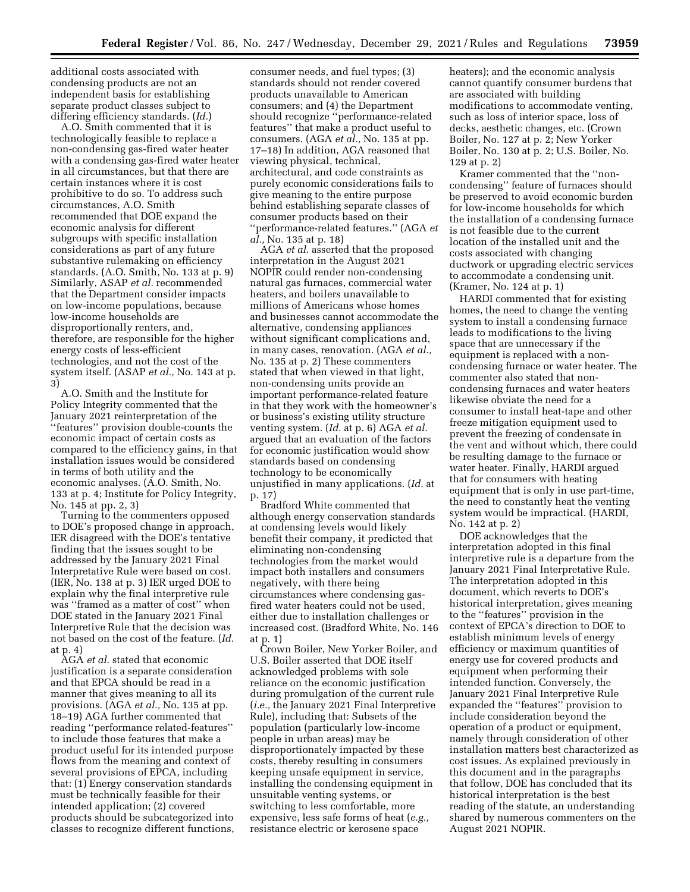additional costs associated with condensing products are not an independent basis for establishing separate product classes subject to differing efficiency standards. (*Id.*)

A.O. Smith commented that it is technologically feasible to replace a non-condensing gas-fired water heater with a condensing gas-fired water heater in all circumstances, but that there are certain instances where it is cost prohibitive to do so. To address such circumstances, A.O. Smith recommended that DOE expand the economic analysis for different subgroups with specific installation considerations as part of any future substantive rulemaking on efficiency standards. (A.O. Smith, No. 133 at p. 9) Similarly, ASAP *et al.* recommended that the Department consider impacts on low-income populations, because low-income households are disproportionally renters, and, therefore, are responsible for the higher energy costs of less-efficient technologies, and not the cost of the system itself. (ASAP *et al.,* No. 143 at p. 3)

A.O. Smith and the Institute for Policy Integrity commented that the January 2021 reinterpretation of the ''features'' provision double-counts the economic impact of certain costs as compared to the efficiency gains, in that installation issues would be considered in terms of both utility and the economic analyses. (A.O. Smith, No. 133 at p. 4; Institute for Policy Integrity, No. 145 at pp. 2, 3)

Turning to the commenters opposed to DOE's proposed change in approach, IER disagreed with the DOE's tentative finding that the issues sought to be addressed by the January 2021 Final Interpretative Rule were based on cost. (IER, No. 138 at p. 3) IER urged DOE to explain why the final interpretive rule was ''framed as a matter of cost'' when DOE stated in the January 2021 Final Interpretive Rule that the decision was not based on the cost of the feature. (*Id.* at p. 4)

AGA *et al.* stated that economic justification is a separate consideration and that EPCA should be read in a manner that gives meaning to all its provisions. (AGA *et al.,* No. 135 at pp. 18–19) AGA further commented that reading ''performance related-features'' to include those features that make a product useful for its intended purpose flows from the meaning and context of several provisions of EPCA, including that: (1) Energy conservation standards must be technically feasible for their intended application; (2) covered products should be subcategorized into classes to recognize different functions, consumer needs, and fuel types; (3) standards should not render covered products unavailable to American consumers; and (4) the Department should recognize ''performance-related features'' that make a product useful to consumers. (AGA *et al.,* No. 135 at pp. 17–18) In addition, AGA reasoned that viewing physical, technical, architectural, and code constraints as purely economic considerations fails to give meaning to the entire purpose behind establishing separate classes of consumer products based on their ''performance-related features.'' (AGA *et al.,* No. 135 at p. 18)

AGA *et al.* asserted that the proposed interpretation in the August 2021 NOPIR could render non-condensing natural gas furnaces, commercial water heaters, and boilers unavailable to millions of Americans whose homes and businesses cannot accommodate the alternative, condensing appliances without significant complications and, in many cases, renovation. (AGA *et al.,* No. 135 at p. 2) These commenters stated that when viewed in that light, non-condensing units provide an important performance-related feature in that they work with the homeowner's or business's existing utility structure venting system. (*Id.* at p. 6) AGA *et al.* argued that an evaluation of the factors for economic justification would show standards based on condensing technology to be economically unjustified in many applications. (*Id.* at p. 17)

Bradford White commented that although energy conservation standards at condensing levels would likely benefit their company, it predicted that eliminating non-condensing technologies from the market would impact both installers and consumers negatively, with there being circumstances where condensing gas-fired water heaters could not be used, either due to installation challenges or increased cost. (Bradford White, No. 146 at p. 1)

Crown Boiler, New Yorker Boiler, and U.S. Boiler asserted that DOE itself acknowledged problems with sole reliance on the economic justification during promulgation of the current rule (*i.e.,* the January 2021 Final Interpretive Rule), including that: Subsets of the population (particularly low-income people in urban areas) may be disproportionately impacted by these costs, thereby resulting in consumers keeping unsafe equipment in service, installing the condensing equipment in unsuitable venting systems, or switching to less comfortable, more expensive, less safe forms of heat (*e.g.,* resistance electric or kerosene space heaters); and the economic analysis cannot quantify consumer burdens that are associated with building modifications to accommodate venting, such as loss of interior space, loss of decks, aesthetic changes, etc. (Crown Boiler, No. 127 at p. 2; New Yorker Boiler, No. 130 at p. 2; U.S. Boiler, No. 129 at p. 2)

Kramer commented that the ''non-condensing'' feature of furnaces should be preserved to avoid economic burden for low-income households for which the installation of a condensing furnace is not feasible due to the current location of the installed unit and the costs associated with changing ductwork or upgrading electric services to accommodate a condensing unit. (Kramer, No. 124 at p. 1)

HARDI commented that for existing homes, the need to change the venting system to install a condensing furnace leads to modifications to the living space that are unnecessary if the equipment is replaced with a non-condensing furnace or water heater. The commenter also stated that non-condensing furnaces and water heaters likewise obviate the need for a consumer to install heat-tape and other freeze mitigation equipment used to prevent the freezing of condensate in the vent and without which, there could be resulting damage to the furnace or water heater. Finally, HARDI argued that for consumers with heating equipment that is only in use part-time, the need to constantly heat the venting system would be impractical. (HARDI, No. 142 at p. 2)

DOE acknowledges that the interpretation adopted in this final interpretive rule is a departure from the January 2021 Final Interpretative Rule. The interpretation adopted in this document, which reverts to DOE's historical interpretation, gives meaning to the ''features'' provision in the context of EPCA's direction to DOE to establish minimum levels of energy efficiency or maximum quantities of energy use for covered products and equipment when performing their intended function. Conversely, the January 2021 Final Interpretive Rule expanded the ''features'' provision to include consideration beyond the operation of a product or equipment, namely through consideration of other installation matters best characterized as cost issues. As explained previously in this document and in the paragraphs that follow, DOE has concluded that its historical interpretation is the best reading of the statute, an understanding shared by numerous commenters on the August 2021 NOPIR.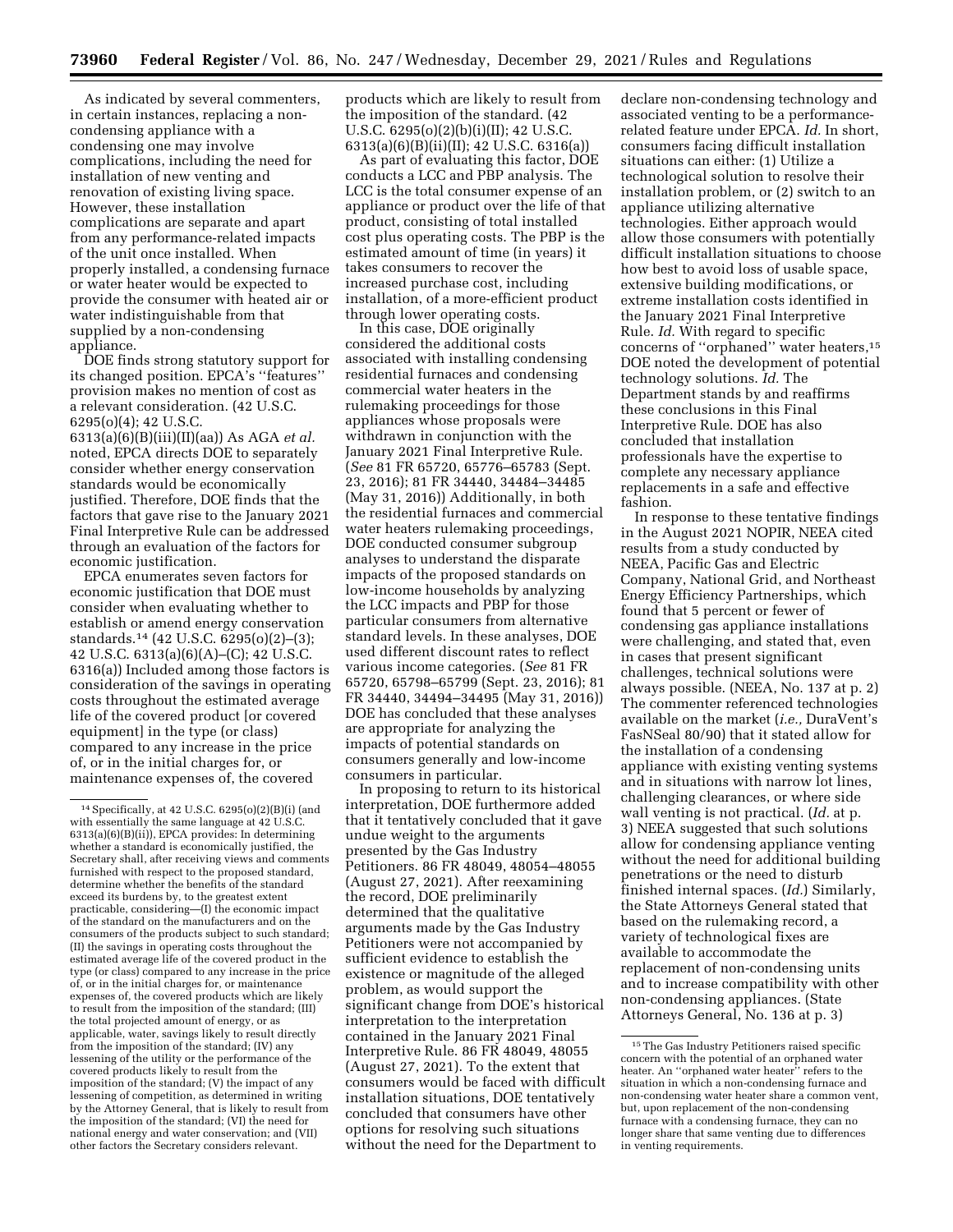As indicated by several commenters, in certain instances, replacing a non-condensing appliance with a condensing one may involve complications, including the need for installation of new venting and renovation of existing living space. However, these installation complications are separate and apart from any performance-related impacts of the unit once installed. When properly installed, a condensing furnace or water heater would be expected to provide the consumer with heated air or water indistinguishable from that supplied by a non-condensing appliance.

DOE finds strong statutory support for its changed position. EPCA's "features" provision makes no mention of cost as a relevant consideration. (42 U.S.C. 6295(o)(4); 42 U.S.C. 6313(a)(6)(B)(iii)(II)(aa)) As AGA *et al.* noted, EPCA directs DOE to separately consider whether energy conservation standards would be economically justified. Therefore, DOE finds that the factors that gave rise to the January 2021 Final Interpretive Rule can be addressed through an evaluation of the factors for economic justification.

EPCA enumerates seven factors for economic justification that DOE must consider when evaluating whether to establish or amend energy conservation standards.[14] (42 U.S.C. 6295(o)(2)–(3); 42 U.S.C. 6313(a)(6)(A)–(C); 42 U.S.C. 6316(a)) Included among those factors is consideration of the savings in operating costs throughout the estimated average life of the covered product [or covered equipment] in the type (or class) compared to any increase in the price of, or in the initial charges for, or maintenance expenses of, the covered products which are likely to result from the imposition of the standard. (42 U.S.C. 6295(o)(2)(b)(i)(II); 42 U.S.C. 6313(a)(6)(B)(ii)(II); 42 U.S.C. 6316(a))

As part of evaluating this factor, DOE conducts a LCC and PBP analysis. The LCC is the total consumer expense of an appliance or product over the life of that product, consisting of total installed cost plus operating costs. The PBP is the estimated amount of time (in years) it takes consumers to recover the increased purchase cost, including installation, of a more-efficient product through lower operating costs.

In this case, DOE originally considered the additional costs associated with installing condensing residential furnaces and condensing commercial water heaters in the rulemaking proceedings for those appliances whose proposals were withdrawn in conjunction with the January 2021 Final Interpretive Rule. (*See* 81 FR 65720, 65776–65783 (Sept. 23, 2016); 81 FR 34440, 34484–34485 (May 31, 2016)) Additionally, in both the residential furnaces and commercial water heaters rulemaking proceedings, DOE conducted consumer subgroup analyses to understand the disparate impacts of the proposed standards on low-income households by analyzing the LCC impacts and PBP for those particular consumers from alternative standard levels. In these analyses, DOE used different discount rates to reflect various income categories. (*See* 81 FR 65720, 65798–65799 (Sept. 23, 2016); 81 FR 34440, 34494–34495 (May 31, 2016)) DOE has concluded that these analyses are appropriate for analyzing the impacts of potential standards on consumers generally and low-income consumers in particular.

In proposing to return to its historical interpretation, DOE furthermore added that it tentatively concluded that it gave undue weight to the arguments presented by the Gas Industry Petitioners. 86 FR 48049, 48054–48055 (August 27, 2021). After reexamining the record, DOE preliminarily determined that the qualitative arguments made by the Gas Industry Petitioners were not accompanied by sufficient evidence to establish the existence or magnitude of the alleged problem, as would support the significant change from DOE's historical interpretation to the interpretation contained in the January 2021 Final Interpretive Rule. 86 FR 48049, 48055 (August 27, 2021). To the extent that consumers would be faced with difficult installation situations, DOE tentatively concluded that consumers have other options for resolving such situations without the need for the Department to declare non-condensing technology and associated venting to be a performance-related feature under EPCA. *Id.* In short, consumers facing difficult installation situations can either: (1) Utilize a technological solution to resolve their installation problem, or (2) switch to an appliance utilizing alternative technologies. Either approach would allow those consumers with potentially difficult installation situations to choose how best to avoid loss of usable space, extensive building modifications, or extreme installation costs identified in the January 2021 Final Interpretive Rule. *Id.* With regard to specific concerns of "orphaned" water heaters,[15] DOE noted the development of potential technology solutions. *Id.* The Department stands by and reaffirms these conclusions in this Final Interpretive Rule. DOE has also concluded that installation professionals have the expertise to complete any necessary appliance replacements in a safe and effective fashion.

In response to these tentative findings in the August 2021 NOPIR, NEEA cited results from a study conducted by NEEA, Pacific Gas and Electric Company, National Grid, and Northeast Energy Efficiency Partnerships, which found that 5 percent or fewer of condensing gas appliance installations were challenging, and stated that, even in cases that present significant challenges, technical solutions were always possible. (NEEA, No. 137 at p. 2) The commenter referenced technologies available on the market (*i.e.,* DuraVent's FasNSeal 80/90) that it stated allow for the installation of a condensing appliance with existing venting systems and in situations with narrow lot lines, challenging clearances, or where side wall venting is not practical. (*Id.* at p. 3) NEEA suggested that such solutions allow for condensing appliance venting without the need for additional building penetrations or the need to disturb finished internal spaces. (*Id.*) Similarly, the State Attorneys General stated that based on the rulemaking record, a variety of technological fixes are available to accommodate the replacement of non-condensing units and to increase compatibility with other non-condensing appliances. (State Attorneys General, No. 136 at p. 3)

---

[14] Specifically, at 42 U.S.C. 6295(o)(2)(B)(i) (and with essentially the same language at 42 U.S.C. 6313(a)(6)(B)(ii)), EPCA provides: In determining whether a standard is economically justified, the Secretary shall, after receiving views and comments furnished with respect to the proposed standard, determine whether the benefits of the standard exceed its burdens by, to the greatest extent practicable, considering—(I) the economic impact of the standard on the manufacturers and on the consumers of the products subject to such standard; (II) the savings in operating costs throughout the estimated average life of the covered product in the type (or class) compared to any increase in the price of, or in the initial charges for, or maintenance expenses of, the covered products which are likely to result from the imposition of the standard; (III) the total projected amount of energy, or as applicable, water, savings likely to result directly from the imposition of the standard; (IV) any lessening of the utility or the performance of the covered products likely to result from the imposition of the standard; (V) the impact of any lessening of competition, as determined in writing by the Attorney General, that is likely to result from the imposition of the standard; (VI) the need for national energy and water conservation; and (VII) other factors the Secretary considers relevant.

[15] The Gas Industry Petitioners raised specific concern with the potential of an orphaned water heater. An "orphaned water heater" refers to the situation in which a non-condensing furnace and non-condensing water heater share a common vent, but, upon replacement of the non-condensing furnace with a condensing furnace, they can no longer share that same venting due to differences in venting requirements.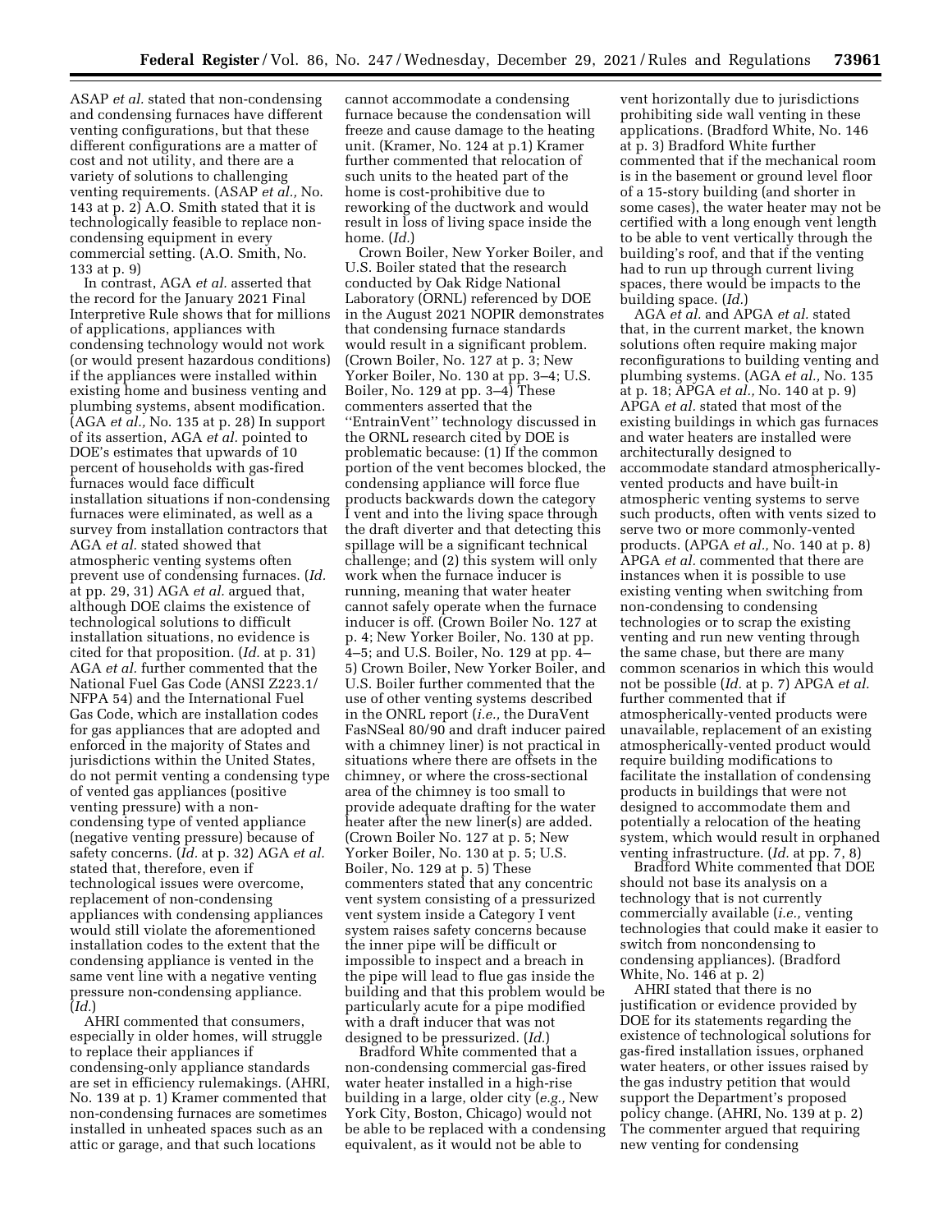ASAP *et al.* stated that non-condensing and condensing furnaces have different venting configurations, but that these different configurations are a matter of cost and not utility, and there are a variety of solutions to challenging venting requirements. (ASAP *et al.,* No. 143 at p. 2) A.O. Smith stated that it is technologically feasible to replace non-condensing equipment in every commercial setting. (A.O. Smith, No. 133 at p. 9)

In contrast, AGA *et al.* asserted that the record for the January 2021 Final Interpretive Rule shows that for millions of applications, appliances with condensing technology would not work (or would present hazardous conditions) if the appliances were installed within existing home and business venting and plumbing systems, absent modification. (AGA *et al.,* No. 135 at p. 28) In support of its assertion, AGA *et al.* pointed to DOE's estimates that upwards of 10 percent of households with gas-fired furnaces would face difficult installation situations if non-condensing furnaces were eliminated, as well as a survey from installation contractors that AGA *et al.* stated showed that atmospheric venting systems often prevent use of condensing furnaces. (*Id.* at pp. 29, 31) AGA *et al.* argued that, although DOE claims the existence of technological solutions to difficult installation situations, no evidence is cited for that proposition. (*Id.* at p. 31) AGA *et al.* further commented that the National Fuel Gas Code (ANSI Z223.1/NFPA 54) and the International Fuel Gas Code, which are installation codes for gas appliances that are adopted and enforced in the majority of States and jurisdictions within the United States, do not permit venting a condensing type of vented gas appliances (positive venting pressure) with a non-condensing type of vented appliance (negative venting pressure) because of safety concerns. (*Id.* at p. 32) AGA *et al.* stated that, therefore, even if technological issues were overcome, replacement of non-condensing appliances with condensing appliances would still violate the aforementioned installation codes to the extent that the condensing appliance is vented in the same vent line with a negative venting pressure non-condensing appliance. (*Id.*)

AHRI commented that consumers, especially in older homes, will struggle to replace their appliances if condensing-only appliance standards are set in efficiency rulemakings. (AHRI, No. 139 at p. 1) Kramer commented that non-condensing furnaces are sometimes installed in unheated spaces such as an attic or garage, and that such locations cannot accommodate a condensing furnace because the condensation will freeze and cause damage to the heating unit. (Kramer, No. 124 at p.1) Kramer further commented that relocation of such units to the heated part of the home is cost-prohibitive due to reworking of the ductwork and would result in loss of living space inside the home. (*Id.*)

Crown Boiler, New Yorker Boiler, and U.S. Boiler stated that the research conducted by Oak Ridge National Laboratory (ORNL) referenced by DOE in the August 2021 NOPIR demonstrates that condensing furnace standards would result in a significant problem. (Crown Boiler, No. 127 at p. 3; New Yorker Boiler, No. 130 at pp. 3–4; U.S. Boiler, No. 129 at pp. 3–4) These commenters asserted that the ''EntrainVent'' technology discussed in the ORNL research cited by DOE is problematic because: (1) If the common portion of the vent becomes blocked, the condensing appliance will force flue products backwards down the category I vent and into the living space through the draft diverter and that detecting this spillage will be a significant technical challenge; and (2) this system will only work when the furnace inducer is running, meaning that water heater cannot safely operate when the furnace inducer is off. (Crown Boiler No. 127 at p. 4; New Yorker Boiler, No. 130 at pp. 4–5; and U.S. Boiler, No. 129 at pp. 4–5) Crown Boiler, New Yorker Boiler, and U.S. Boiler further commented that the use of other venting systems described in the ONRL report (*i.e.,* the DuraVent FasNSeal 80/90 and draft inducer paired with a chimney liner) is not practical in situations where there are offsets in the chimney, or where the cross-sectional area of the chimney is too small to provide adequate drafting for the water heater after the new liner(s) are added. (Crown Boiler No. 127 at p. 5; New Yorker Boiler, No. 130 at p. 5; U.S. Boiler, No. 129 at p. 5) These commenters stated that any concentric vent system consisting of a pressurized vent system inside a Category I vent system raises safety concerns because the inner pipe will be difficult or impossible to inspect and a breach in the pipe will lead to flue gas inside the building and that this problem would be particularly acute for a pipe modified with a draft inducer that was not designed to be pressurized. (*Id.*)

Bradford White commented that a non-condensing commercial gas-fired water heater installed in a high-rise building in a large, older city (*e.g.,* New York City, Boston, Chicago) would not be able to be replaced with a condensing equivalent, as it would not be able to vent horizontally due to jurisdictions prohibiting side wall venting in these applications. (Bradford White, No. 146 at p. 3) Bradford White further commented that if the mechanical room is in the basement or ground level floor of a 15-story building (and shorter in some cases), the water heater may not be certified with a long enough vent length to be able to vent vertically through the building's roof, and that if the venting had to run up through current living spaces, there would be impacts to the building space. (*Id.*)

AGA *et al.* and APGA *et al.* stated that, in the current market, the known solutions often require making major reconfigurations to building venting and plumbing systems. (AGA *et al.,* No. 135 at p. 18; APGA *et al.,* No. 140 at p. 9) APGA *et al.* stated that most of the existing buildings in which gas furnaces and water heaters are installed were architecturally designed to accommodate standard atmospherically-vented products and have built-in atmospheric venting systems to serve such products, often with vents sized to serve two or more commonly-vented products. (APGA *et al.,* No. 140 at p. 8) APGA *et al.* commented that there are instances when it is possible to use existing venting when switching from non-condensing to condensing technologies or to scrap the existing venting and run new venting through the same chase, but there are many common scenarios in which this would not be possible (*Id.* at p. 7) APGA *et al.* further commented that if atmospherically-vented products were unavailable, replacement of an existing atmospherically-vented product would require building modifications to facilitate the installation of condensing products in buildings that were not designed to accommodate them and potentially a relocation of the heating system, which would result in orphaned venting infrastructure. (*Id.* at pp. 7, 8)

Bradford White commented that DOE should not base its analysis on a technology that is not currently commercially available (*i.e.,* venting technologies that could make it easier to switch from noncondensing to condensing appliances). (Bradford White, No. 146 at p. 2)

AHRI stated that there is no justification or evidence provided by DOE for its statements regarding the existence of technological solutions for gas-fired installation issues, orphaned water heaters, or other issues raised by the gas industry petition that would support the Department's proposed policy change. (AHRI, No. 139 at p. 2) The commenter argued that requiring new venting for condensing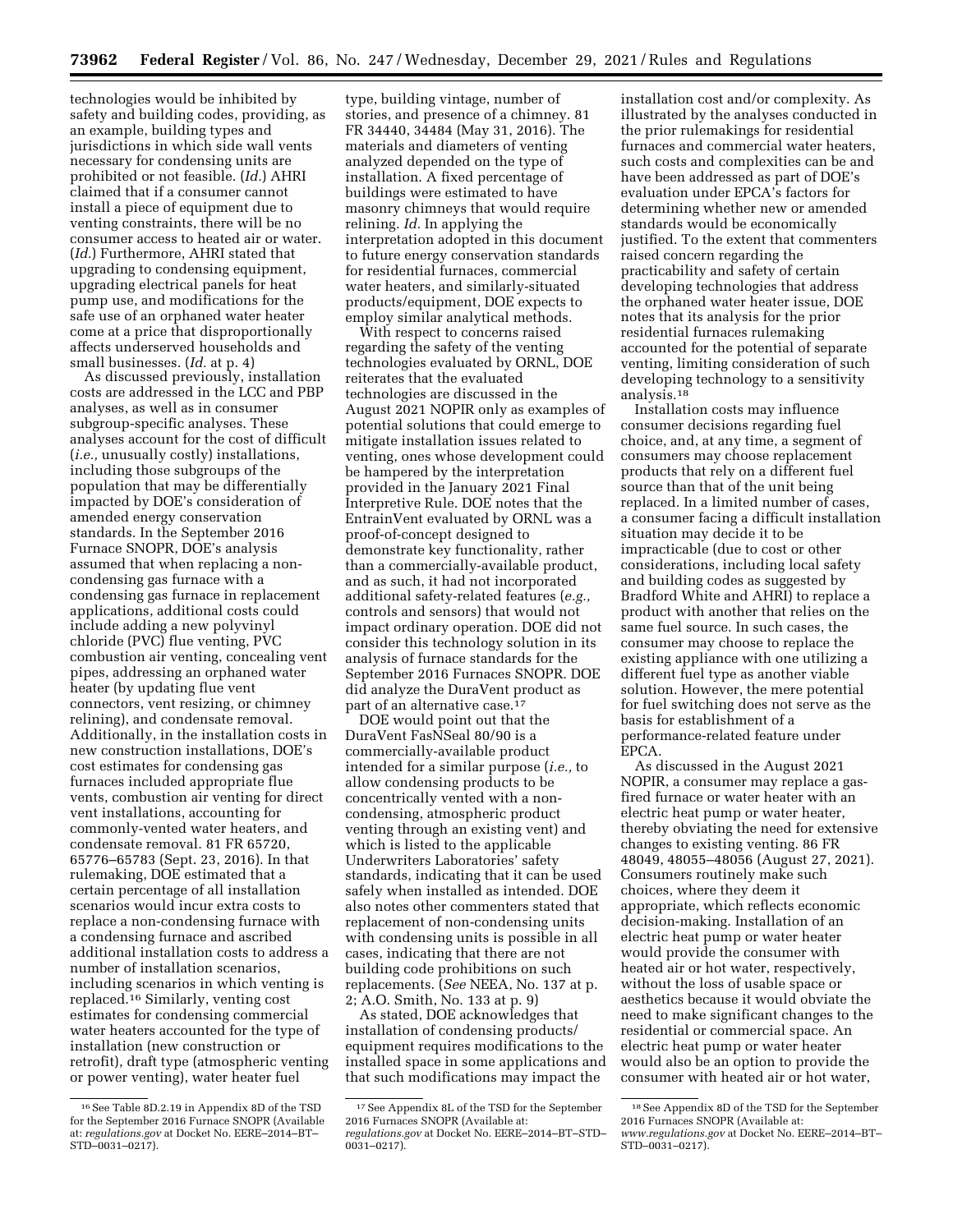technologies would be inhibited by safety and building codes, providing, as an example, building types and jurisdictions in which side wall vents necessary for condensing units are prohibited or not feasible. (*Id.*) AHRI claimed that if a consumer cannot install a piece of equipment due to venting constraints, there will be no consumer access to heated air or water. (*Id.*) Furthermore, AHRI stated that upgrading to condensing equipment, upgrading electrical panels for heat pump use, and modifications for the safe use of an orphaned water heater come at a price that disproportionally affects underserved households and small businesses. (*Id.* at p. 4)

As discussed previously, installation costs are addressed in the LCC and PBP analyses, as well as in consumer subgroup-specific analyses. These analyses account for the cost of difficult (*i.e.,* unusually costly) installations, including those subgroups of the population that may be differentially impacted by DOE's consideration of amended energy conservation standards. In the September 2016 Furnace SNOPR, DOE's analysis assumed that when replacing a non-condensing gas furnace with a condensing gas furnace in replacement applications, additional costs could include adding a new polyvinyl chloride (PVC) flue venting, PVC combustion air venting, concealing vent pipes, addressing an orphaned water heater (by updating flue vent connectors, vent resizing, or chimney relining), and condensate removal. Additionally, in the installation costs in new construction installations, DOE's cost estimates for condensing gas furnaces included appropriate flue vents, combustion air venting for direct vent installations, accounting for commonly-vented water heaters, and condensate removal. 81 FR 65720, 65776–65783 (Sept. 23, 2016). In that rulemaking, DOE estimated that a certain percentage of all installation scenarios would incur extra costs to replace a non-condensing furnace with a condensing furnace and ascribed additional installation costs to address a number of installation scenarios, including scenarios in which venting is replaced.[16] Similarly, venting cost estimates for condensing commercial water heaters accounted for the type of installation (new construction or retrofit), draft type (atmospheric venting or power venting), water heater fuel type, building vintage, number of stories, and presence of a chimney. 81 FR 34440, 34484 (May 31, 2016). The materials and diameters of venting analyzed depended on the type of installation. A fixed percentage of buildings were estimated to have masonry chimneys that would require relining. *Id.* In applying the interpretation adopted in this document to future energy conservation standards for residential furnaces, commercial water heaters, and similarly-situated products/equipment, DOE expects to employ similar analytical methods.

With respect to concerns raised regarding the safety of the venting technologies evaluated by ORNL, DOE reiterates that the evaluated technologies are discussed in the August 2021 NOPIR only as examples of potential solutions that could emerge to mitigate installation issues related to venting, ones whose development could be hampered by the interpretation provided in the January 2021 Final Interpretive Rule. DOE notes that the EntrainVent evaluated by ORNL was a proof-of-concept designed to demonstrate key functionality, rather than a commercially-available product, and as such, it had not incorporated additional safety-related features (*e.g.,* controls and sensors) that would not impact ordinary operation. DOE did not consider this technology solution in its analysis of furnace standards for the September 2016 Furnaces SNOPR. DOE did analyze the DuraVent product as part of an alternative case.[17]

DOE would point out that the DuraVent FasNSeal 80/90 is a commercially-available product intended for a similar purpose (*i.e.,* to allow condensing products to be concentrically vented with a non-condensing, atmospheric product venting through an existing vent) and which is listed to the applicable Underwriters Laboratories' safety standards, indicating that it can be used safely when installed as intended. DOE also notes other commenters stated that replacement of non-condensing units with condensing units is possible in all cases, indicating that there are not building code prohibitions on such replacements. (*See* NEEA, No. 137 at p. 2; A.O. Smith, No. 133 at p. 9)

As stated, DOE acknowledges that installation of condensing products/equipment requires modifications to the installed space in some applications and that such modifications may impact the installation cost and/or complexity. As illustrated by the analyses conducted in the prior rulemakings for residential furnaces and commercial water heaters, such costs and complexities can be and have been addressed as part of DOE's evaluation under EPCA's factors for determining whether new or amended standards would be economically justified. To the extent that commenters raised concern regarding the practicability and safety of certain developing technologies that address the orphaned water heater issue, DOE notes that its analysis for the prior residential furnaces rulemaking accounted for the potential of separate venting, limiting consideration of such developing technology to a sensitivity analysis.[18]

Installation costs may influence consumer decisions regarding fuel choice, and, at any time, a segment of consumers may choose replacement products that rely on a different fuel source than that of the unit being replaced. In a limited number of cases, a consumer facing a difficult installation situation may decide it to be impracticable (due to cost or other considerations, including local safety and building codes as suggested by Bradford White and AHRI) to replace a product with another that relies on the same fuel source. In such cases, the consumer may choose to replace the existing appliance with one utilizing a different fuel type as another viable solution. However, the mere potential for fuel switching does not serve as the basis for establishment of a performance-related feature under EPCA.

As discussed in the August 2021 NOPIR, a consumer may replace a gas-fired furnace or water heater with an electric heat pump or water heater, thereby obviating the need for extensive changes to existing venting. 86 FR 48049, 48055–48056 (August 27, 2021). Consumers routinely make such choices, where they deem it appropriate, which reflects economic decision-making. Installation of an electric heat pump or water heater would provide the consumer with heated air or hot water, respectively, without the loss of usable space or aesthetics because it would obviate the need to make significant changes to the residential or commercial space. An electric heat pump or water heater would also be an option to provide the consumer with heated air or hot water,

---

[16] See Table 8D.2.19 in Appendix 8D of the TSD for the September 2016 Furnace SNOPR (Available at: *regulations.gov* at Docket No. EERE–2014–BT–STD–0031–0217).

[17] See Appendix 8L of the TSD for the September 2016 Furnaces SNOPR (Available at: *regulations.gov* at Docket No. EERE–2014–BT–STD–0031–0217).

[18] See Appendix 8D of the TSD for the September 2016 Furnaces SNOPR (Available at: *www.regulations.gov* at Docket No. EERE–2014–BT–STD–0031–0217).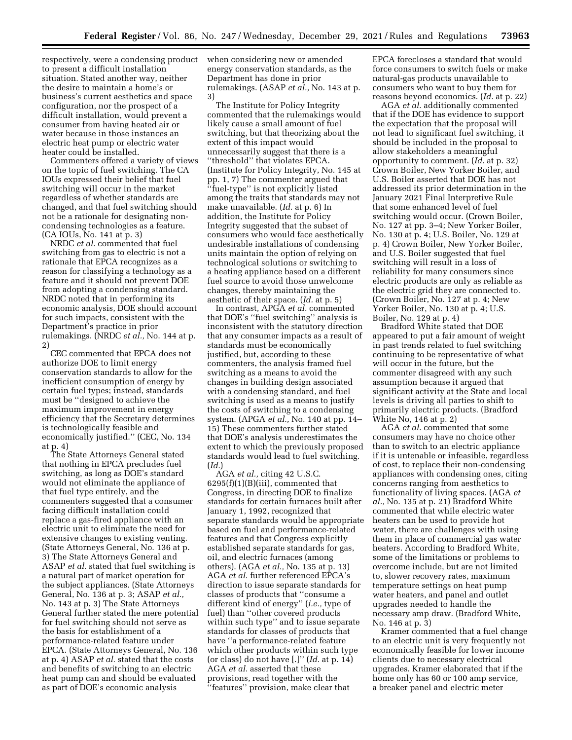respectively, were a condensing product to present a difficult installation situation. Stated another way, neither the desire to maintain a home's or business's current aesthetics and space configuration, nor the prospect of a difficult installation, would prevent a consumer from having heated air or water because in those instances an electric heat pump or electric water heater could be installed.

Commenters offered a variety of views on the topic of fuel switching. The CA IOUs expressed their belief that fuel switching will occur in the market regardless of whether standards are changed, and that fuel switching should not be a rationale for designating non-condensing technologies as a feature. (CA IOUs, No. 141 at p. 3)

NRDC *et al.* commented that fuel switching from gas to electric is not a rationale that EPCA recognizes as a reason for classifying a technology as a feature and it should not prevent DOE from adopting a condensing standard. NRDC noted that in performing its economic analysis, DOE should account for such impacts, consistent with the Department's practice in prior rulemakings. (NRDC *et al.,* No. 144 at p. 2)

CEC commented that EPCA does not authorize DOE to limit energy conservation standards to allow for the inefficient consumption of energy by certain fuel types; instead, standards must be "designed to achieve the maximum improvement in energy efficiency that the Secretary determines is technologically feasible and economically justified." (CEC, No. 134 at p. 4)

The State Attorneys General stated that nothing in EPCA precludes fuel switching, as long as DOE's standard would not eliminate the appliance of that fuel type entirely, and the commenters suggested that a consumer facing difficult installation could replace a gas-fired appliance with an electric unit to eliminate the need for extensive changes to existing venting. (State Attorneys General, No. 136 at p. 3) The State Attorneys General and ASAP *et al.* stated that fuel switching is a natural part of market operation for the subject appliances. (State Attorneys General, No. 136 at p. 3; ASAP *et al.,* No. 143 at p. 3) The State Attorneys General further stated the mere potential for fuel switching should not serve as the basis for establishment of a performance-related feature under EPCA. (State Attorneys General, No. 136 at p. 4) ASAP *et al.* stated that the costs and benefits of switching to an electric heat pump can and should be evaluated as part of DOE's economic analysis when considering new or amended energy conservation standards, as the Department has done in prior rulemakings. (ASAP *et al.,* No. 143 at p. 3)

The Institute for Policy Integrity commented that the rulemakings would likely cause a small amount of fuel switching, but that theorizing about the extent of this impact would unnecessarily suggest that there is a "threshold" that violates EPCA. (Institute for Policy Integrity, No. 145 at pp. 1, 7) The commenter argued that "fuel-type" is not explicitly listed among the traits that standards may not make unavailable. (*Id.* at p. 6) In addition, the Institute for Policy Integrity suggested that the subset of consumers who would face aesthetically undesirable installations of condensing units maintain the option of relying on technological solutions or switching to a heating appliance based on a different fuel source to avoid those unwelcome changes, thereby maintaining the aesthetic of their space. (*Id.* at p. 5)

In contrast, APGA *et al.* commented that DOE's "fuel switching" analysis is inconsistent with the statutory direction that any consumer impacts as a result of standards must be economically justified, but, according to these commenters, the analysis framed fuel switching as a means to avoid the changes in building design associated with a condensing standard, and fuel switching is used as a means to justify the costs of switching to a condensing system. (APGA *et al.,* No. 140 at pp. 14–15) These commenters further stated that DOE's analysis underestimates the extent to which the previously proposed standards would lead to fuel switching. (*Id.*)

AGA *et al.,* citing 42 U.S.C. 6295(f)(1)(B)(iii), commented that Congress, in directing DOE to finalize standards for certain furnaces built after January 1, 1992, recognized that separate standards would be appropriate based on fuel and performance-related features and that Congress explicitly established separate standards for gas, oil, and electric furnaces (among others). (AGA *et al.,* No. 135 at p. 13) AGA *et al.* further referenced EPCA's direction to issue separate standards for classes of products that "consume a different kind of energy" (*i.e.,* type of fuel) than "other covered products within such type" and to issue separate standards for classes of products that have "a performance-related feature which other products within such type (or class) do not have [.]" (*Id.* at p. 14) AGA *et al.* asserted that these provisions, read together with the "features" provision, make clear that EPCA forecloses a standard that would force consumers to switch fuels or make natural-gas products unavailable to consumers who want to buy them for reasons beyond economics. (*Id.* at p. 22)

AGA *et al.* additionally commented that if the DOE has evidence to support the expectation that the proposal will not lead to significant fuel switching, it should be included in the proposal to allow stakeholders a meaningful opportunity to comment. (*Id.* at p. 32) Crown Boiler, New Yorker Boiler, and U.S. Boiler asserted that DOE has not addressed its prior determination in the January 2021 Final Interpretive Rule that some enhanced level of fuel switching would occur. (Crown Boiler, No. 127 at pp. 3–4; New Yorker Boiler, No. 130 at p. 4; U.S. Boiler, No. 129 at p. 4) Crown Boiler, New Yorker Boiler, and U.S. Boiler suggested that fuel switching will result in a loss of reliability for many consumers since electric products are only as reliable as the electric grid they are connected to. (Crown Boiler, No. 127 at p. 4; New Yorker Boiler, No. 130 at p. 4; U.S. Boiler, No. 129 at p. 4)

Bradford White stated that DOE appeared to put a fair amount of weight in past trends related to fuel switching continuing to be representative of what will occur in the future, but the commenter disagreed with any such assumption because it argued that significant activity at the State and local levels is driving all parties to shift to primarily electric products. (Bradford White No, 146 at p. 2)

AGA *et al.* commented that some consumers may have no choice other than to switch to an electric appliance if it is untenable or infeasible, regardless of cost, to replace their non-condensing appliances with condensing ones, citing concerns ranging from aesthetics to functionality of living spaces. (AGA *et al.,* No. 135 at p. 21) Bradford White commented that while electric water heaters can be used to provide hot water, there are challenges with using them in place of commercial gas water heaters. According to Bradford White, some of the limitations or problems to overcome include, but are not limited to, slower recovery rates, maximum temperature settings on heat pump water heaters, and panel and outlet upgrades needed to handle the necessary amp draw. (Bradford White, No. 146 at p. 3)

Kramer commented that a fuel change to an electric unit is very frequently not economically feasible for lower income clients due to necessary electrical upgrades. Kramer elaborated that if the home only has 60 or 100 amp service, a breaker panel and electric meter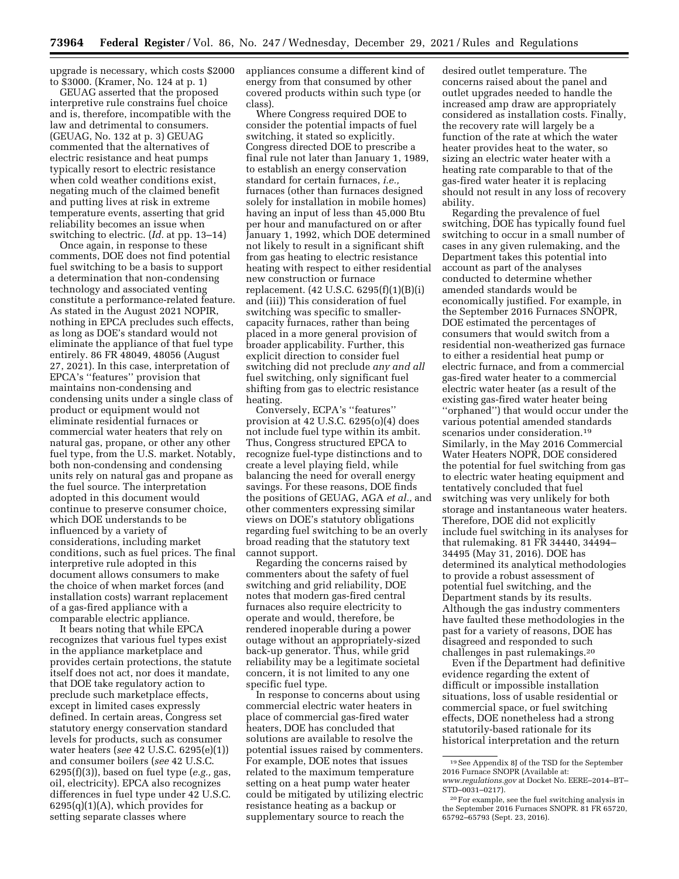upgrade is necessary, which costs $2000 to $3000. (Kramer, No. 124 at p. 1)

GEUAG asserted that the proposed interpretive rule constrains fuel choice and is, therefore, incompatible with the law and detrimental to consumers. (GEUAG, No. 132 at p. 3) GEUAG commented that the alternatives of electric resistance and heat pumps typically resort to electric resistance when cold weather conditions exist, negating much of the claimed benefit and putting lives at risk in extreme temperature events, asserting that grid reliability becomes an issue when switching to electric. (*Id.* at pp. 13–14)

Once again, in response to these comments, DOE does not find potential fuel switching to be a basis to support a determination that non-condensing technology and associated venting constitute a performance-related feature. As stated in the August 2021 NOPIR, nothing in EPCA precludes such effects, as long as DOE's standard would not eliminate the appliance of that fuel type entirely. 86 FR 48049, 48056 (August 27, 2021). In this case, interpretation of EPCA's ''features'' provision that maintains non-condensing and condensing units under a single class of product or equipment would not eliminate residential furnaces or commercial water heaters that rely on natural gas, propane, or other any other fuel type, from the U.S. market. Notably, both non-condensing and condensing units rely on natural gas and propane as the fuel source. The interpretation adopted in this document would continue to preserve consumer choice, which DOE understands to be influenced by a variety of considerations, including market conditions, such as fuel prices. The final interpretive rule adopted in this document allows consumers to make the choice of when market forces (and installation costs) warrant replacement of a gas-fired appliance with a comparable electric appliance.

It bears noting that while EPCA recognizes that various fuel types exist in the appliance marketplace and provides certain protections, the statute itself does not act, nor does it mandate, that DOE take regulatory action to preclude such marketplace effects, except in limited cases expressly defined. In certain areas, Congress set statutory energy conservation standard levels for products, such as consumer water heaters (*see* 42 U.S.C. 6295(e)(1)) and consumer boilers (*see* 42 U.S.C. 6295(f)(3)), based on fuel type (*e.g.,* gas, oil, electricity). EPCA also recognizes differences in fuel type under 42 U.S.C. 6295(q)(1)(A), which provides for setting separate classes where appliances consume a different kind of energy from that consumed by other covered products within such type (or class).

Where Congress required DOE to consider the potential impacts of fuel switching, it stated so explicitly. Congress directed DOE to prescribe a final rule not later than January 1, 1989, to establish an energy conservation standard for certain furnaces, *i.e.,* furnaces (other than furnaces designed solely for installation in mobile homes) having an input of less than 45,000 Btu per hour and manufactured on or after January 1, 1992, which DOE determined not likely to result in a significant shift from gas heating to electric resistance heating with respect to either residential new construction or furnace replacement. (42 U.S.C. 6295(f)(1)(B)(i) and (iii)) This consideration of fuel switching was specific to smaller-capacity furnaces, rather than being placed in a more general provision of broader applicability. Further, this explicit direction to consider fuel switching did not preclude *any and all* fuel switching, only significant fuel shifting from gas to electric resistance heating.

Conversely, ECPA's ''features'' provision at 42 U.S.C. 6295(o)(4) does not include fuel type within its ambit. Thus, Congress structured EPCA to recognize fuel-type distinctions and to create a level playing field, while balancing the need for overall energy savings. For these reasons, DOE finds the positions of GEUAG, AGA *et al.,* and other commenters expressing similar views on DOE's statutory obligations regarding fuel switching to be an overly broad reading that the statutory text cannot support.

Regarding the concerns raised by commenters about the safety of fuel switching and grid reliability, DOE notes that modern gas-fired central furnaces also require electricity to operate and would, therefore, be rendered inoperable during a power outage without an appropriately-sized back-up generator. Thus, while grid reliability may be a legitimate societal concern, it is not limited to any one specific fuel type.

In response to concerns about using commercial electric water heaters in place of commercial gas-fired water heaters, DOE has concluded that solutions are available to resolve the potential issues raised by commenters. For example, DOE notes that issues related to the maximum temperature setting on a heat pump water heater could be mitigated by utilizing electric resistance heating as a backup or supplementary source to reach the desired outlet temperature. The concerns raised about the panel and outlet upgrades needed to handle the increased amp draw are appropriately considered as installation costs. Finally, the recovery rate will largely be a function of the rate at which the water heater provides heat to the water, so sizing an electric water heater with a heating rate comparable to that of the gas-fired water heater it is replacing should not result in any loss of recovery ability.

Regarding the prevalence of fuel switching, DOE has typically found fuel switching to occur in a small number of cases in any given rulemaking, and the Department takes this potential into account as part of the analyses conducted to determine whether amended standards would be economically justified. For example, in the September 2016 Furnaces SNOPR, DOE estimated the percentages of consumers that would switch from a residential non-weatherized gas furnace to either a residential heat pump or electric furnace, and from a commercial gas-fired water heater to a commercial electric water heater (as a result of the existing gas-fired water heater being ''orphaned'') that would occur under the various potential amended standards scenarios under consideration.[19] Similarly, in the May 2016 Commercial Water Heaters NOPR, DOE considered the potential for fuel switching from gas to electric water heating equipment and tentatively concluded that fuel switching was very unlikely for both storage and instantaneous water heaters. Therefore, DOE did not explicitly include fuel switching in its analyses for that rulemaking. 81 FR 34440, 34494–34495 (May 31, 2016). DOE has determined its analytical methodologies to provide a robust assessment of potential fuel switching, and the Department stands by its results. Although the gas industry commenters have faulted these methodologies in the past for a variety of reasons, DOE has disagreed and responded to such challenges in past rulemakings.[20]

Even if the Department had definitive evidence regarding the extent of difficult or impossible installation situations, loss of usable residential or commercial space, or fuel switching effects, DOE nonetheless had a strong statutorily-based rationale for its historical interpretation and the return

---

[19] See Appendix 8J of the TSD for the September 2016 Furnace SNOPR (Available at: *www.regulations.gov* at Docket No. EERE–2014–BT–STD–0031–0217).

[20] For example, see the fuel switching analysis in the September 2016 Furnaces SNOPR. 81 FR 65720, 65792–65793 (Sept. 23, 2016).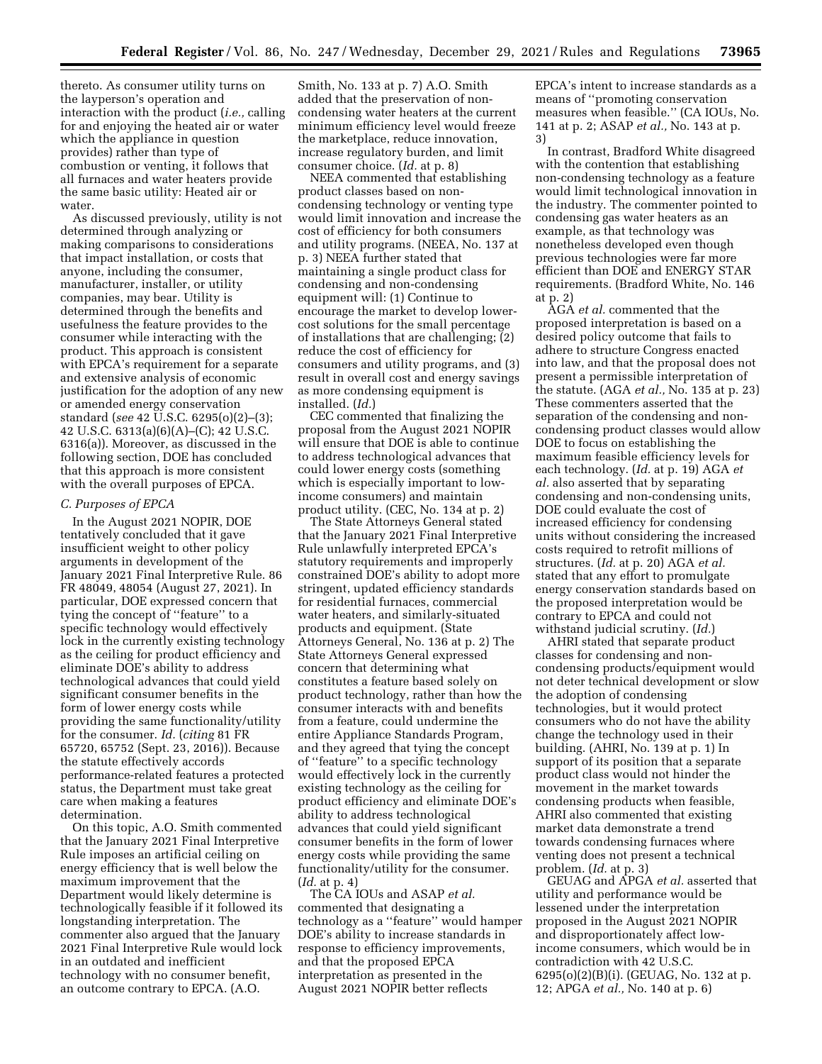thereto. As consumer utility turns on the layperson's operation and interaction with the product (*i.e.,* calling for and enjoying the heated air or water which the appliance in question provides) rather than type of combustion or venting, it follows that all furnaces and water heaters provide the same basic utility: Heated air or water.

As discussed previously, utility is not determined through analyzing or making comparisons to considerations that impact installation, or costs that anyone, including the consumer, manufacturer, installer, or utility companies, may bear. Utility is determined through the benefits and usefulness the feature provides to the consumer while interacting with the product. This approach is consistent with EPCA's requirement for a separate and extensive analysis of economic justification for the adoption of any new or amended energy conservation standard (*see* 42 U.S.C. 6295(o)(2)–(3); 42 U.S.C. 6313(a)(6)(A)–(C); 42 U.S.C. 6316(a)). Moreover, as discussed in the following section, DOE has concluded that this approach is more consistent with the overall purposes of EPCA.

### *C. Purposes of EPCA*

In the August 2021 NOPIR, DOE tentatively concluded that it gave insufficient weight to other policy arguments in development of the January 2021 Final Interpretive Rule. 86 FR 48049, 48054 (August 27, 2021). In particular, DOE expressed concern that tying the concept of ''feature'' to a specific technology would effectively lock in the currently existing technology as the ceiling for product efficiency and eliminate DOE's ability to address technological advances that could yield significant consumer benefits in the form of lower energy costs while providing the same functionality/utility for the consumer. *Id.* (*citing* 81 FR 65720, 65752 (Sept. 23, 2016)). Because the statute effectively accords performance-related features a protected status, the Department must take great care when making a features determination.

On this topic, A.O. Smith commented that the January 2021 Final Interpretive Rule imposes an artificial ceiling on energy efficiency that is well below the maximum improvement that the Department would likely determine is technologically feasible if it followed its longstanding interpretation. The commenter also argued that the January 2021 Final Interpretive Rule would lock in an outdated and inefficient technology with no consumer benefit, an outcome contrary to EPCA. (A.O. Smith, No. 133 at p. 7) A.O. Smith added that the preservation of non-condensing water heaters at the current minimum efficiency level would freeze the marketplace, reduce innovation, increase regulatory burden, and limit consumer choice. (*Id.* at p. 8)

NEEA commented that establishing product classes based on non-condensing technology or venting type would limit innovation and increase the cost of efficiency for both consumers and utility programs. (NEEA, No. 137 at p. 3) NEEA further stated that maintaining a single product class for condensing and non-condensing equipment will: (1) Continue to encourage the market to develop lower-cost solutions for the small percentage of installations that are challenging; (2) reduce the cost of efficiency for consumers and utility programs, and (3) result in overall cost and energy savings as more condensing equipment is installed. (*Id.*)

CEC commented that finalizing the proposal from the August 2021 NOPIR will ensure that DOE is able to continue to address technological advances that could lower energy costs (something which is especially important to low-income consumers) and maintain product utility. (CEC, No. 134 at p. 2)

The State Attorneys General stated that the January 2021 Final Interpretive Rule unlawfully interpreted EPCA's statutory requirements and improperly constrained DOE's ability to adopt more stringent, updated efficiency standards for residential furnaces, commercial water heaters, and similarly-situated products and equipment. (State Attorneys General, No. 136 at p. 2) The State Attorneys General expressed concern that determining what constitutes a feature based solely on product technology, rather than how the consumer interacts with and benefits from a feature, could undermine the entire Appliance Standards Program, and they agreed that tying the concept of ''feature'' to a specific technology would effectively lock in the currently existing technology as the ceiling for product efficiency and eliminate DOE's ability to address technological advances that could yield significant consumer benefits in the form of lower energy costs while providing the same functionality/utility for the consumer. (*Id.* at p. 4)

The CA IOUs and ASAP *et al.* commented that designating a technology as a ''feature'' would hamper DOE's ability to increase standards in response to efficiency improvements, and that the proposed EPCA interpretation as presented in the August 2021 NOPIR better reflects EPCA's intent to increase standards as a means of ''promoting conservation measures when feasible.'' (CA IOUs, No. 141 at p. 2; ASAP *et al.,* No. 143 at p. 3)

In contrast, Bradford White disagreed with the contention that establishing non-condensing technology as a feature would limit technological innovation in the industry. The commenter pointed to condensing gas water heaters as an example, as that technology was nonetheless developed even though previous technologies were far more efficient than DOE and ENERGY STAR requirements. (Bradford White, No. 146 at p. 2)

AGA *et al.* commented that the proposed interpretation is based on a desired policy outcome that fails to adhere to structure Congress enacted into law, and that the proposal does not present a permissible interpretation of the statute. (AGA *et al.,* No. 135 at p. 23) These commenters asserted that the separation of the condensing and non-condensing product classes would allow DOE to focus on establishing the maximum feasible efficiency levels for each technology. (*Id.* at p. 19) AGA *et al.* also asserted that by separating condensing and non-condensing units, DOE could evaluate the cost of increased efficiency for condensing units without considering the increased costs required to retrofit millions of structures. (*Id.* at p. 20) AGA *et al.* stated that any effort to promulgate energy conservation standards based on the proposed interpretation would be contrary to EPCA and could not withstand judicial scrutiny. (*Id.*)

AHRI stated that separate product classes for condensing and non-condensing products/equipment would not deter technical development or slow the adoption of condensing technologies, but it would protect consumers who do not have the ability change the technology used in their building. (AHRI, No. 139 at p. 1) In support of its position that a separate product class would not hinder the movement in the market towards condensing products when feasible, AHRI also commented that existing market data demonstrate a trend towards condensing furnaces where venting does not present a technical problem. (*Id.* at p. 3)

GEUAG and APGA *et al.* asserted that utility and performance would be lessened under the interpretation proposed in the August 2021 NOPIR and disproportionately affect low-income consumers, which would be in contradiction with 42 U.S.C. 6295(o)(2)(B)(i). (GEUAG, No. 132 at p. 12; APGA *et al.,* No. 140 at p. 6)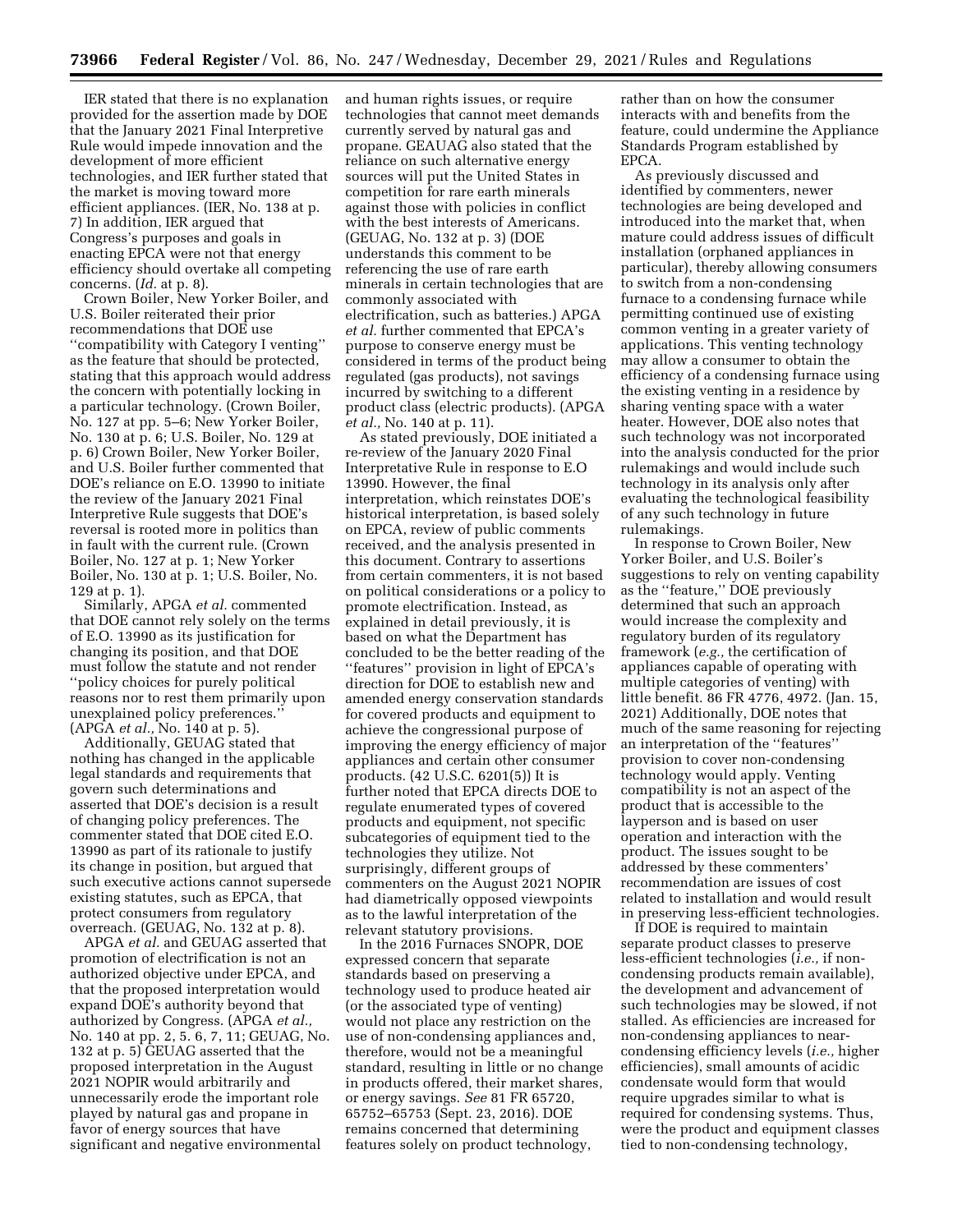IER stated that there is no explanation provided for the assertion made by DOE that the January 2021 Final Interpretive Rule would impede innovation and the development of more efficient technologies, and IER further stated that the market is moving toward more efficient appliances. (IER, No. 138 at p. 7) In addition, IER argued that Congress's purposes and goals in enacting EPCA were not that energy efficiency should overtake all competing concerns. (*Id.* at p. 8).

Crown Boiler, New Yorker Boiler, and U.S. Boiler reiterated their prior recommendations that DOE use ''compatibility with Category I venting'' as the feature that should be protected, stating that this approach would address the concern with potentially locking in a particular technology. (Crown Boiler, No. 127 at pp. 5–6; New Yorker Boiler, No. 130 at p. 6; U.S. Boiler, No. 129 at p. 6) Crown Boiler, New Yorker Boiler, and U.S. Boiler further commented that DOE's reliance on E.O. 13990 to initiate the review of the January 2021 Final Interpretive Rule suggests that DOE's reversal is rooted more in politics than in fault with the current rule. (Crown Boiler, No. 127 at p. 1; New Yorker Boiler, No. 130 at p. 1; U.S. Boiler, No. 129 at p. 1).

Similarly, APGA *et al.* commented that DOE cannot rely solely on the terms of E.O. 13990 as its justification for changing its position, and that DOE must follow the statute and not render ''policy choices for purely political reasons nor to rest them primarily upon unexplained policy preferences.'' (APGA *et al.,* No. 140 at p. 5).

Additionally, GEUAG stated that nothing has changed in the applicable legal standards and requirements that govern such determinations and asserted that DOE's decision is a result of changing policy preferences. The commenter stated that DOE cited E.O. 13990 as part of its rationale to justify its change in position, but argued that such executive actions cannot supersede existing statutes, such as EPCA, that protect consumers from regulatory overreach. (GEUAG, No. 132 at p. 8).

APGA *et al.* and GEUAG asserted that promotion of electrification is not an authorized objective under EPCA, and that the proposed interpretation would expand DOE's authority beyond that authorized by Congress. (APGA *et al.,* No. 140 at pp. 2, 5. 6, 7, 11; GEUAG, No. 132 at p. 5) GEUAG asserted that the proposed interpretation in the August 2021 NOPIR would arbitrarily and unnecessarily erode the important role played by natural gas and propane in favor of energy sources that have significant and negative environmental and human rights issues, or require technologies that cannot meet demands currently served by natural gas and propane. GEAUAG also stated that the reliance on such alternative energy sources will put the United States in competition for rare earth minerals against those with policies in conflict with the best interests of Americans. (GEUAG, No. 132 at p. 3) (DOE understands this comment to be referencing the use of rare earth minerals in certain technologies that are commonly associated with electrification, such as batteries.) APGA *et al.* further commented that EPCA's purpose to conserve energy must be considered in terms of the product being regulated (gas products), not savings incurred by switching to a different product class (electric products). (APGA *et al.,* No. 140 at p. 11).

As stated previously, DOE initiated a re-review of the January 2020 Final Interpretative Rule in response to E.O 13990. However, the final interpretation, which reinstates DOE's historical interpretation, is based solely on EPCA, review of public comments received, and the analysis presented in this document. Contrary to assertions from certain commenters, it is not based on political considerations or a policy to promote electrification. Instead, as explained in detail previously, it is based on what the Department has concluded to be the better reading of the ''features'' provision in light of EPCA's direction for DOE to establish new and amended energy conservation standards for covered products and equipment to achieve the congressional purpose of improving the energy efficiency of major appliances and certain other consumer products. (42 U.S.C. 6201(5)) It is further noted that EPCA directs DOE to regulate enumerated types of covered products and equipment, not specific subcategories of equipment tied to the technologies they utilize. Not surprisingly, different groups of commenters on the August 2021 NOPIR had diametrically opposed viewpoints as to the lawful interpretation of the relevant statutory provisions.

In the 2016 Furnaces SNOPR, DOE expressed concern that separate standards based on preserving a technology used to produce heated air (or the associated type of venting) would not place any restriction on the use of non-condensing appliances and, therefore, would not be a meaningful standard, resulting in little or no change in products offered, their market shares, or energy savings. *See* 81 FR 65720, 65752–65753 (Sept. 23, 2016). DOE remains concerned that determining features solely on product technology, rather than on how the consumer interacts with and benefits from the feature, could undermine the Appliance Standards Program established by EPCA.

As previously discussed and identified by commenters, newer technologies are being developed and introduced into the market that, when mature could address issues of difficult installation (orphaned appliances in particular), thereby allowing consumers to switch from a non-condensing furnace to a condensing furnace while permitting continued use of existing common venting in a greater variety of applications. This venting technology may allow a consumer to obtain the efficiency of a condensing furnace using the existing venting in a residence by sharing venting space with a water heater. However, DOE also notes that such technology was not incorporated into the analysis conducted for the prior rulemakings and would include such technology in its analysis only after evaluating the technological feasibility of any such technology in future rulemakings.

In response to Crown Boiler, New Yorker Boiler, and U.S. Boiler's suggestions to rely on venting capability as the ''feature,'' DOE previously determined that such an approach would increase the complexity and regulatory burden of its regulatory framework (*e.g.,* the certification of appliances capable of operating with multiple categories of venting) with little benefit. 86 FR 4776, 4972. (Jan. 15, 2021) Additionally, DOE notes that much of the same reasoning for rejecting an interpretation of the ''features'' provision to cover non-condensing technology would apply. Venting compatibility is not an aspect of the product that is accessible to the layperson and is based on user operation and interaction with the product. The issues sought to be addressed by these commenters' recommendation are issues of cost related to installation and would result in preserving less-efficient technologies.

If DOE is required to maintain separate product classes to preserve less-efficient technologies (*i.e.,* if non-condensing products remain available), the development and advancement of such technologies may be slowed, if not stalled. As efficiencies are increased for non-condensing appliances to near-condensing efficiency levels (*i.e.,* higher efficiencies), small amounts of acidic condensate would form that would require upgrades similar to what is required for condensing systems. Thus, were the product and equipment classes tied to non-condensing technology,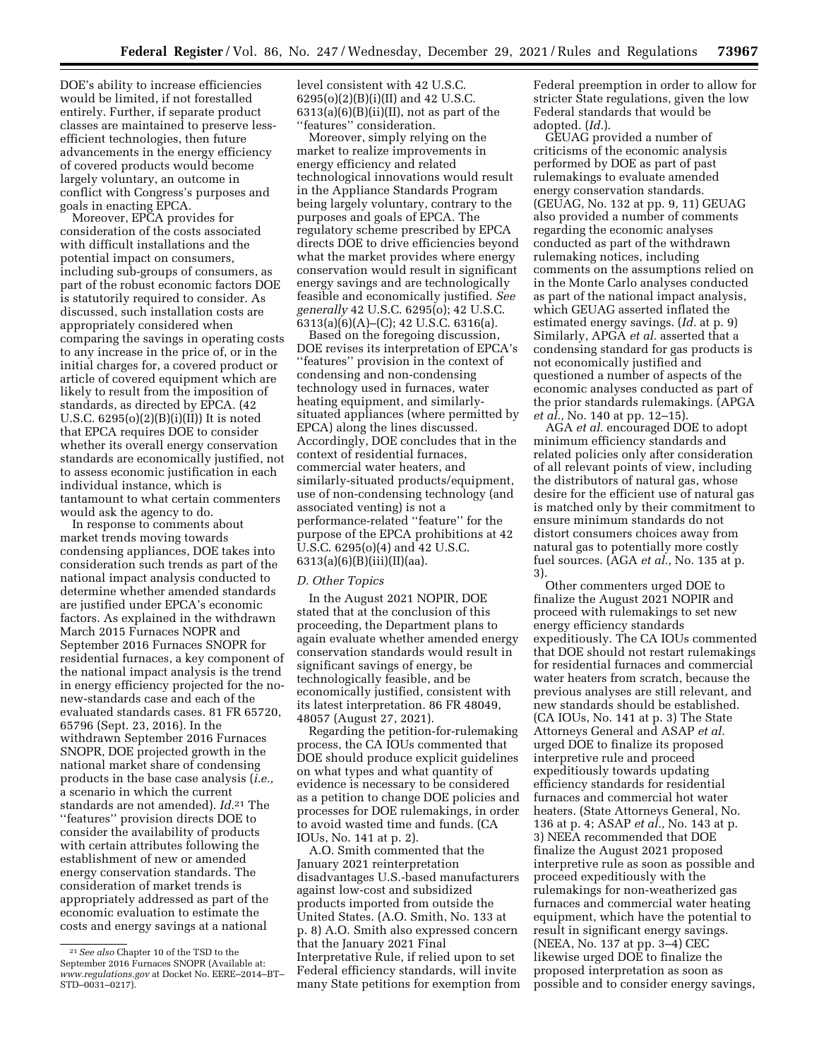DOE's ability to increase efficiencies would be limited, if not forestalled entirely. Further, if separate product classes are maintained to preserve less-efficient technologies, then future advancements in the energy efficiency of covered products would become largely voluntary, an outcome in conflict with Congress's purposes and goals in enacting EPCA.

Moreover, EPCA provides for consideration of the costs associated with difficult installations and the potential impact on consumers, including sub-groups of consumers, as part of the robust economic factors DOE is statutorily required to consider. As discussed, such installation costs are appropriately considered when comparing the savings in operating costs to any increase in the price of, or in the initial charges for, a covered product or article of covered equipment which are likely to result from the imposition of standards, as directed by EPCA. (42 U.S.C. 6295(o)(2)(B)(i)(II)) It is noted that EPCA requires DOE to consider whether its overall energy conservation standards are economically justified, not to assess economic justification in each individual instance, which is tantamount to what certain commenters would ask the agency to do.

In response to comments about market trends moving towards condensing appliances, DOE takes into consideration such trends as part of the national impact analysis conducted to determine whether amended standards are justified under EPCA's economic factors. As explained in the withdrawn March 2015 Furnaces NOPR and September 2016 Furnaces SNOPR for residential furnaces, a key component of the national impact analysis is the trend in energy efficiency projected for the no-new-standards case and each of the evaluated standards cases. 81 FR 65720, 65796 (Sept. 23, 2016). In the withdrawn September 2016 Furnaces SNOPR, DOE projected growth in the national market share of condensing products in the base case analysis (*i.e.,* a scenario in which the current standards are not amended). *Id.*[21] The ''features'' provision directs DOE to consider the availability of products with certain attributes following the establishment of new or amended energy conservation standards. The consideration of market trends is appropriately addressed as part of the economic evaluation to estimate the costs and energy savings at a national level consistent with 42 U.S.C. 6295(o)(2)(B)(i)(II) and 42 U.S.C. 6313(a)(6)(B)(ii)(II), not as part of the ''features'' consideration.

Moreover, simply relying on the market to realize improvements in energy efficiency and related technological innovations would result in the Appliance Standards Program being largely voluntary, contrary to the purposes and goals of EPCA. The regulatory scheme prescribed by EPCA directs DOE to drive efficiencies beyond what the market provides where energy conservation would result in significant energy savings and are technologically feasible and economically justified. *See generally* 42 U.S.C. 6295(o); 42 U.S.C. 6313(a)(6)(A)–(C); 42 U.S.C. 6316(a).

Based on the foregoing discussion, DOE revises its interpretation of EPCA's ''features'' provision in the context of condensing and non-condensing technology used in furnaces, water heating equipment, and similarly-situated appliances (where permitted by EPCA) along the lines discussed. Accordingly, DOE concludes that in the context of residential furnaces, commercial water heaters, and similarly-situated products/equipment, use of non-condensing technology (and associated venting) is not a performance-related ''feature'' for the purpose of the EPCA prohibitions at 42 U.S.C. 6295(o)(4) and 42 U.S.C. 6313(a)(6)(B)(iii)(II)(aa).

### *D. Other Topics*

In the August 2021 NOPIR, DOE stated that at the conclusion of this proceeding, the Department plans to again evaluate whether amended energy conservation standards would result in significant savings of energy, be technologically feasible, and be economically justified, consistent with its latest interpretation. 86 FR 48049, 48057 (August 27, 2021).

Regarding the petition-for-rulemaking process, the CA IOUs commented that DOE should produce explicit guidelines on what types and what quantity of evidence is necessary to be considered as a petition to change DOE policies and processes for DOE rulemakings, in order to avoid wasted time and funds. (CA IOUs, No. 141 at p. 2).

A.O. Smith commented that the January 2021 reinterpretation disadvantages U.S.-based manufacturers against low-cost and subsidized products imported from outside the United States. (A.O. Smith, No. 133 at p. 8) A.O. Smith also expressed concern that the January 2021 Final Interpretative Rule, if relied upon to set Federal efficiency standards, will invite many State petitions for exemption from Federal preemption in order to allow for stricter State regulations, given the low Federal standards that would be adopted. (*Id.*).

GEUAG provided a number of criticisms of the economic analysis performed by DOE as part of past rulemakings to evaluate amended energy conservation standards. (GEUAG, No. 132 at pp. 9, 11) GEUAG also provided a number of comments regarding the economic analyses conducted as part of the withdrawn rulemaking notices, including comments on the assumptions relied on in the Monte Carlo analyses conducted as part of the national impact analysis, which GEUAG asserted inflated the estimated energy savings. (*Id.* at p. 9) Similarly, APGA *et al.* asserted that a condensing standard for gas products is not economically justified and questioned a number of aspects of the economic analyses conducted as part of the prior standards rulemakings. (APGA *et al.,* No. 140 at pp. 12–15).

AGA *et al.* encouraged DOE to adopt minimum efficiency standards and related policies only after consideration of all relevant points of view, including the distributors of natural gas, whose desire for the efficient use of natural gas is matched only by their commitment to ensure minimum standards do not distort consumers choices away from natural gas to potentially more costly fuel sources. (AGA *et al.,* No. 135 at p. 3).

Other commenters urged DOE to finalize the August 2021 NOPIR and proceed with rulemakings to set new energy efficiency standards expeditiously. The CA IOUs commented that DOE should not restart rulemakings for residential furnaces and commercial water heaters from scratch, because the previous analyses are still relevant, and new standards should be established. (CA IOUs, No. 141 at p. 3) The State Attorneys General and ASAP *et al.* urged DOE to finalize its proposed interpretive rule and proceed expeditiously towards updating efficiency standards for residential furnaces and commercial hot water heaters. (State Attorneys General, No. 136 at p. 4; ASAP *et al.,* No. 143 at p. 3) NEEA recommended that DOE finalize the August 2021 proposed interpretive rule as soon as possible and proceed expeditiously with the rulemakings for non-weatherized gas furnaces and commercial water heating equipment, which have the potential to result in significant energy savings. (NEEA, No. 137 at pp. 3–4) CEC likewise urged DOE to finalize the proposed interpretation as soon as possible and to consider energy savings,

[21] *See also* Chapter 10 of the TSD to the September 2016 Furnaces SNOPR (Available at: *www.regulations.gov* at Docket No. EERE–2014–BT–STD–0031–0217).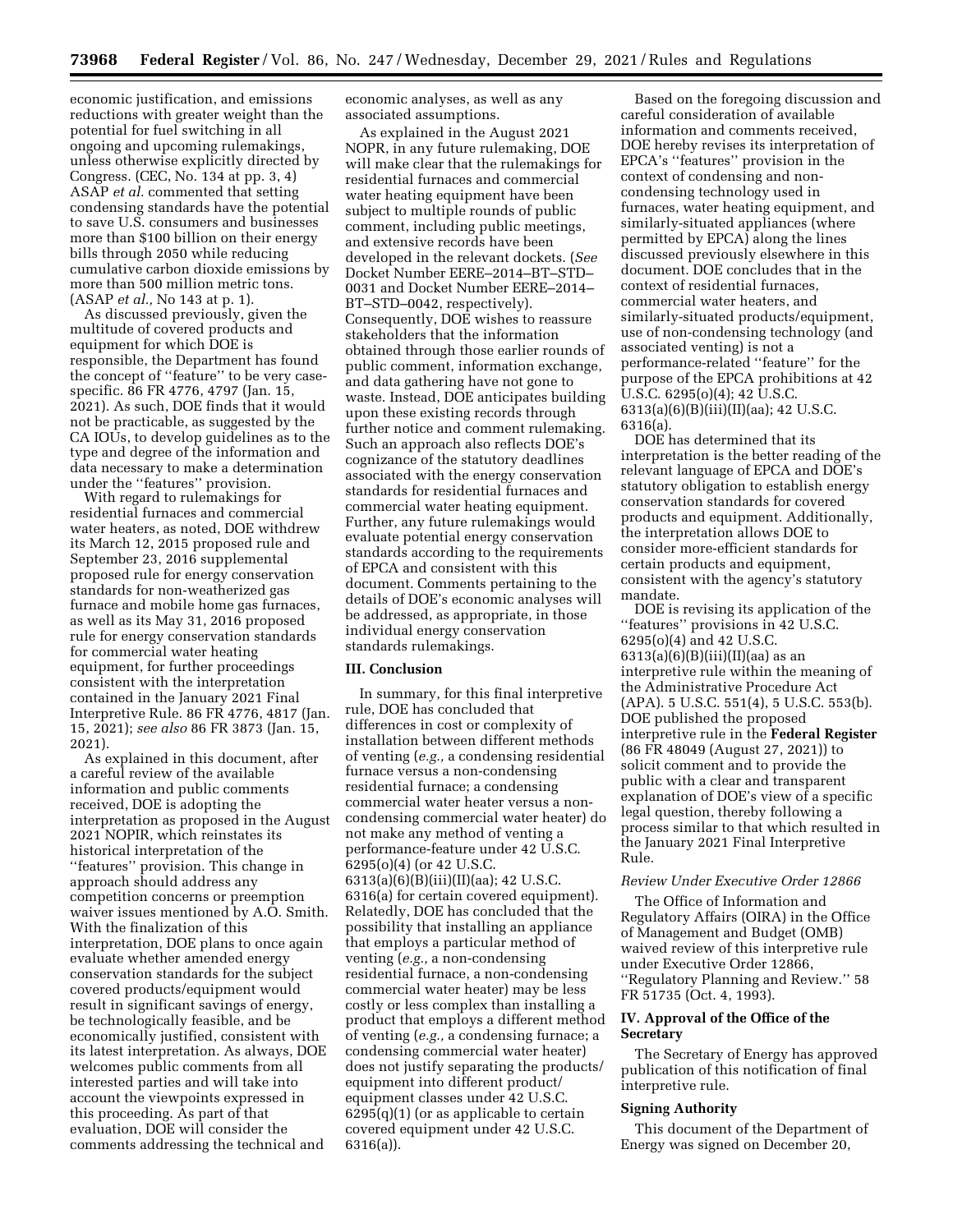economic justification, and emissions reductions with greater weight than the potential for fuel switching in all ongoing and upcoming rulemakings, unless otherwise explicitly directed by Congress. (CEC, No. 134 at pp. 3, 4) ASAP *et al.* commented that setting condensing standards have the potential to save U.S. consumers and businesses more than $100 billion on their energy bills through 2050 while reducing cumulative carbon dioxide emissions by more than 500 million metric tons. (ASAP *et al.,* No 143 at p. 1).

As discussed previously, given the multitude of covered products and equipment for which DOE is responsible, the Department has found the concept of ''feature'' to be very case-specific. 86 FR 4776, 4797 (Jan. 15, 2021). As such, DOE finds that it would not be practicable, as suggested by the CA IOUs, to develop guidelines as to the type and degree of the information and data necessary to make a determination under the ''features'' provision.

With regard to rulemakings for residential furnaces and commercial water heaters, as noted, DOE withdrew its March 12, 2015 proposed rule and September 23, 2016 supplemental proposed rule for energy conservation standards for non-weatherized gas furnace and mobile home gas furnaces, as well as its May 31, 2016 proposed rule for energy conservation standards for commercial water heating equipment, for further proceedings consistent with the interpretation contained in the January 2021 Final Interpretive Rule. 86 FR 4776, 4817 (Jan. 15, 2021); *see also* 86 FR 3873 (Jan. 15, 2021).

As explained in this document, after a careful review of the available information and public comments received, DOE is adopting the interpretation as proposed in the August 2021 NOPIR, which reinstates its historical interpretation of the ''features'' provision. This change in approach should address any competition concerns or preemption waiver issues mentioned by A.O. Smith. With the finalization of this interpretation, DOE plans to once again evaluate whether amended energy conservation standards for the subject covered products/equipment would result in significant savings of energy, be technologically feasible, and be economically justified, consistent with its latest interpretation. As always, DOE welcomes public comments from all interested parties and will take into account the viewpoints expressed in this proceeding. As part of that evaluation, DOE will consider the comments addressing the technical and economic analyses, as well as any associated assumptions.

As explained in the August 2021 NOPR, in any future rulemaking, DOE will make clear that the rulemakings for residential furnaces and commercial water heating equipment have been subject to multiple rounds of public comment, including public meetings, and extensive records have been developed in the relevant dockets. (*See* Docket Number EERE–2014–BT–STD–0031 and Docket Number EERE–2014–BT–STD–0042, respectively). Consequently, DOE wishes to reassure stakeholders that the information obtained through those earlier rounds of public comment, information exchange, and data gathering have not gone to waste. Instead, DOE anticipates building upon these existing records through further notice and comment rulemaking. Such an approach also reflects DOE's cognizance of the statutory deadlines associated with the energy conservation standards for residential furnaces and commercial water heating equipment. Further, any future rulemakings would evaluate potential energy conservation standards according to the requirements of EPCA and consistent with this document. Comments pertaining to the details of DOE's economic analyses will be addressed, as appropriate, in those individual energy conservation standards rulemakings.

### III. Conclusion

In summary, for this final interpretive rule, DOE has concluded that differences in cost or complexity of installation between different methods of venting (*e.g.,* a condensing residential furnace versus a non-condensing residential furnace; a condensing commercial water heater versus a non-condensing commercial water heater) do not make any method of venting a performance-feature under 42 U.S.C. 6295(o)(4) (or 42 U.S.C. 6313(a)(6)(B)(iii)(II)(aa); 42 U.S.C. 6316(a) for certain covered equipment). Relatedly, DOE has concluded that the possibility that installing an appliance that employs a particular method of venting (*e.g.,* a non-condensing residential furnace, a non-condensing commercial water heater) may be less costly or less complex than installing a product that employs a different method of venting (*e.g.,* a condensing furnace; a condensing commercial water heater) does not justify separating the products/equipment into different product/equipment classes under 42 U.S.C. 6295(q)(1) (or as applicable to certain covered equipment under 42 U.S.C. 6316(a)).

Based on the foregoing discussion and careful consideration of available information and comments received, DOE hereby revises its interpretation of EPCA's ''features'' provision in the context of condensing and non-condensing technology used in furnaces, water heating equipment, and similarly-situated appliances (where permitted by EPCA) along the lines discussed previously elsewhere in this document. DOE concludes that in the context of residential furnaces, commercial water heaters, and similarly-situated products/equipment, use of non-condensing technology (and associated venting) is not a performance-related ''feature'' for the purpose of the EPCA prohibitions at 42 U.S.C. 6295(o)(4); 42 U.S.C. 6313(a)(6)(B)(iii)(II)(aa); 42 U.S.C. 6316(a).

DOE has determined that its interpretation is the better reading of the relevant language of EPCA and DOE's statutory obligation to establish energy conservation standards for covered products and equipment. Additionally, the interpretation allows DOE to consider more-efficient standards for certain products and equipment, consistent with the agency's statutory mandate.

DOE is revising its application of the ''features'' provisions in 42 U.S.C. 6295(o)(4) and 42 U.S.C. 6313(a)(6)(B)(iii)(II)(aa) as an interpretive rule within the meaning of the Administrative Procedure Act (APA). 5 U.S.C. 551(4), 5 U.S.C. 553(b). DOE published the proposed interpretive rule in the **Federal Register** (86 FR 48049 (August 27, 2021)) to solicit comment and to provide the public with a clear and transparent explanation of DOE's view of a specific legal question, thereby following a process similar to that which resulted in the January 2021 Final Interpretive Rule.

#### *Review Under Executive Order 12866*

The Office of Information and Regulatory Affairs (OIRA) in the Office of Management and Budget (OMB) waived review of this interpretive rule under Executive Order 12866, ''Regulatory Planning and Review.'' 58 FR 51735 (Oct. 4, 1993).

### IV. Approval of the Office of the Secretary

The Secretary of Energy has approved publication of this notification of final interpretive rule.

#### Signing Authority

This document of the Department of Energy was signed on December 20,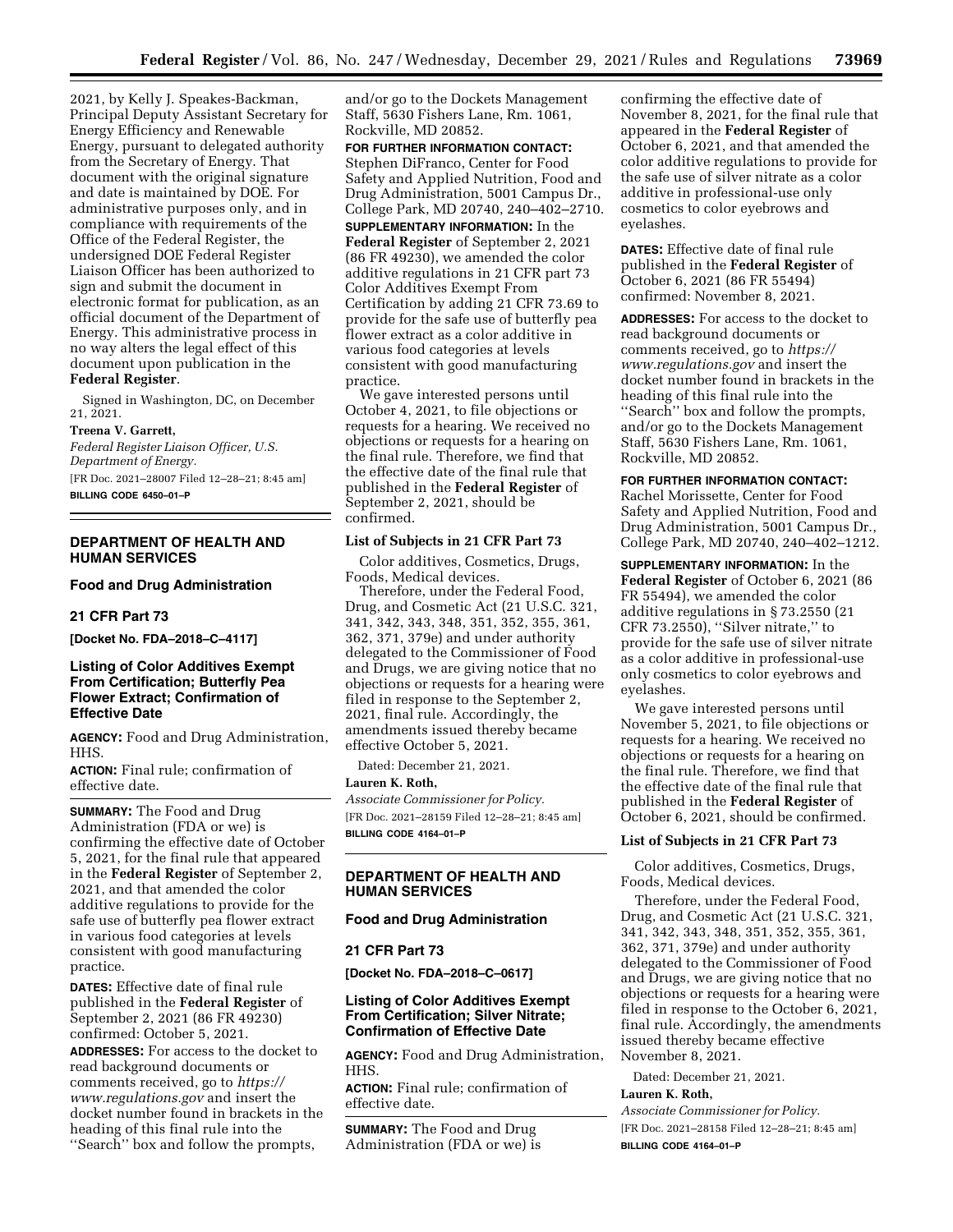2021, by Kelly J. Speakes-Backman, Principal Deputy Assistant Secretary for Energy Efficiency and Renewable Energy, pursuant to delegated authority from the Secretary of Energy. That document with the original signature and date is maintained by DOE. For administrative purposes only, and in compliance with requirements of the Office of the Federal Register, the undersigned DOE Federal Register Liaison Officer has been authorized to sign and submit the document in electronic format for publication, as an official document of the Department of Energy. This administrative process in no way alters the legal effect of this document upon publication in the **Federal Register**.

Signed in Washington, DC, on December 21, 2021.

**Treena V. Garrett,**

*Federal Register Liaison Officer, U.S. Department of Energy.*

[FR Doc. 2021–28007 Filed 12–28–21; 8:45 am]

**BILLING CODE 6450–01–P**

---

## DEPARTMENT OF HEALTH AND HUMAN SERVICES

### Food and Drug Administration

### 21 CFR Part 73

**[Docket No. FDA–2018–C–4117]**

### Listing of Color Additives Exempt From Certification; Butterfly Pea Flower Extract; Confirmation of Effective Date

**AGENCY:** Food and Drug Administration, HHS.

**ACTION:** Final rule; confirmation of effective date.

**SUMMARY:** The Food and Drug Administration (FDA or we) is confirming the effective date of October 5, 2021, for the final rule that appeared in the **Federal Register** of September 2, 2021, and that amended the color additive regulations to provide for the safe use of butterfly pea flower extract in various food categories at levels consistent with good manufacturing practice.

**DATES:** Effective date of final rule published in the **Federal Register** of September 2, 2021 (86 FR 49230) confirmed: October 5, 2021.

**ADDRESSES:** For access to the docket to read background documents or comments received, go to *https://www.regulations.gov* and insert the docket number found in brackets in the heading of this final rule into the ''Search'' box and follow the prompts, and/or go to the Dockets Management Staff, 5630 Fishers Lane, Rm. 1061, Rockville, MD 20852.

**FOR FURTHER INFORMATION CONTACT:** Stephen DiFranco, Center for Food Safety and Applied Nutrition, Food and Drug Administration, 5001 Campus Dr., College Park, MD 20740, 240–402–2710.

**SUPPLEMENTARY INFORMATION:** In the **Federal Register** of September 2, 2021 (86 FR 49230), we amended the color additive regulations in 21 CFR part 73 Color Additives Exempt From Certification by adding 21 CFR 73.69 to provide for the safe use of butterfly pea flower extract as a color additive in various food categories at levels consistent with good manufacturing practice.

We gave interested persons until October 4, 2021, to file objections or requests for a hearing. We received no objections or requests for a hearing on the final rule. Therefore, we find that the effective date of the final rule that published in the **Federal Register** of September 2, 2021, should be confirmed.

#### List of Subjects in 21 CFR Part 73

Color additives, Cosmetics, Drugs, Foods, Medical devices.

Therefore, under the Federal Food, Drug, and Cosmetic Act (21 U.S.C. 321, 341, 342, 343, 348, 351, 352, 355, 361, 362, 371, 379e) and under authority delegated to the Commissioner of Food and Drugs, we are giving notice that no objections or requests for a hearing were filed in response to the September 2, 2021, final rule. Accordingly, the amendments issued thereby became effective October 5, 2021.

Dated: December 21, 2021.

**Lauren K. Roth,**

*Associate Commissioner for Policy.*

[FR Doc. 2021–28159 Filed 12–28–21; 8:45 am]

**BILLING CODE 4164–01–P**

---

## DEPARTMENT OF HEALTH AND HUMAN SERVICES

### Food and Drug Administration

### 21 CFR Part 73

**[Docket No. FDA–2018–C–0617]**

### Listing of Color Additives Exempt From Certification; Silver Nitrate; Confirmation of Effective Date

**AGENCY:** Food and Drug Administration, HHS.

**ACTION:** Final rule; confirmation of effective date.

**SUMMARY:** The Food and Drug Administration (FDA or we) is confirming the effective date of November 8, 2021, for the final rule that appeared in the **Federal Register** of October 6, 2021, and that amended the color additive regulations to provide for the safe use of silver nitrate as a color additive in professional-use only cosmetics to color eyebrows and eyelashes.

**DATES:** Effective date of final rule published in the **Federal Register** of October 6, 2021 (86 FR 55494) confirmed: November 8, 2021.

**ADDRESSES:** For access to the docket to read background documents or comments received, go to *https://www.regulations.gov* and insert the docket number found in brackets in the heading of this final rule into the ''Search'' box and follow the prompts, and/or go to the Dockets Management Staff, 5630 Fishers Lane, Rm. 1061, Rockville, MD 20852.

**FOR FURTHER INFORMATION CONTACT:** Rachel Morissette, Center for Food Safety and Applied Nutrition, Food and Drug Administration, 5001 Campus Dr., College Park, MD 20740, 240–402–1212.

**SUPPLEMENTARY INFORMATION:** In the **Federal Register** of October 6, 2021 (86 FR 55494), we amended the color additive regulations in § 73.2550 (21 CFR 73.2550), ''Silver nitrate,'' to provide for the safe use of silver nitrate as a color additive in professional-use only cosmetics to color eyebrows and eyelashes.

We gave interested persons until November 5, 2021, to file objections or requests for a hearing. We received no objections or requests for a hearing on the final rule. Therefore, we find that the effective date of the final rule that published in the **Federal Register** of October 6, 2021, should be confirmed.

#### List of Subjects in 21 CFR Part 73

Color additives, Cosmetics, Drugs, Foods, Medical devices.

Therefore, under the Federal Food, Drug, and Cosmetic Act (21 U.S.C. 321, 341, 342, 343, 348, 351, 352, 355, 361, 362, 371, 379e) and under authority delegated to the Commissioner of Food and Drugs, we are giving notice that no objections or requests for a hearing were filed in response to the October 6, 2021, final rule. Accordingly, the amendments issued thereby became effective November 8, 2021.

Dated: December 21, 2021.

**Lauren K. Roth,**

*Associate Commissioner for Policy.*

[FR Doc. 2021–28158 Filed 12–28–21; 8:45 am]

**BILLING CODE 4164–01–P**